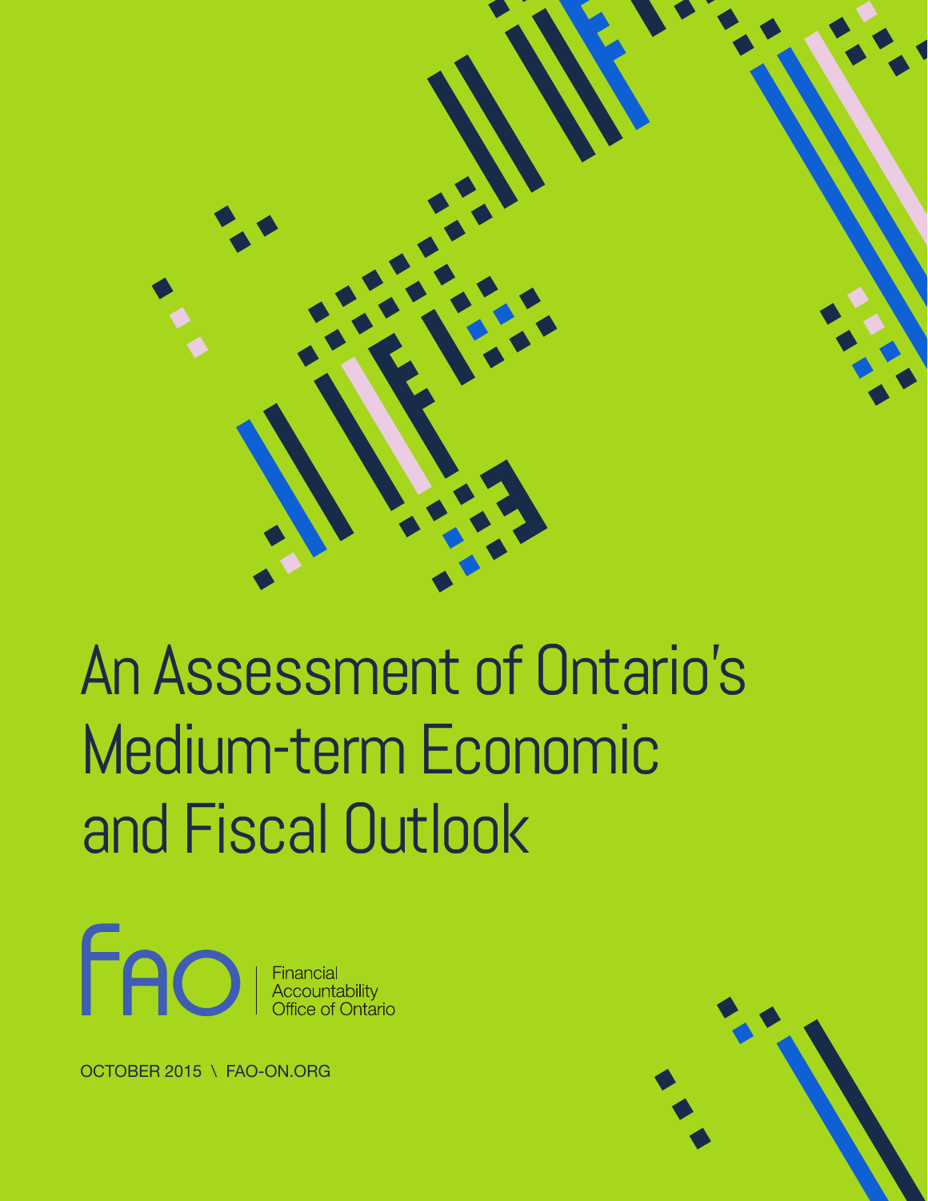# An Assessment of Ontario's Medium-term Economic and Fiscal Outlook

FAO | Financial Accountability Office of Ontario

OCTOBER 2015 \ FAO-ON.ORG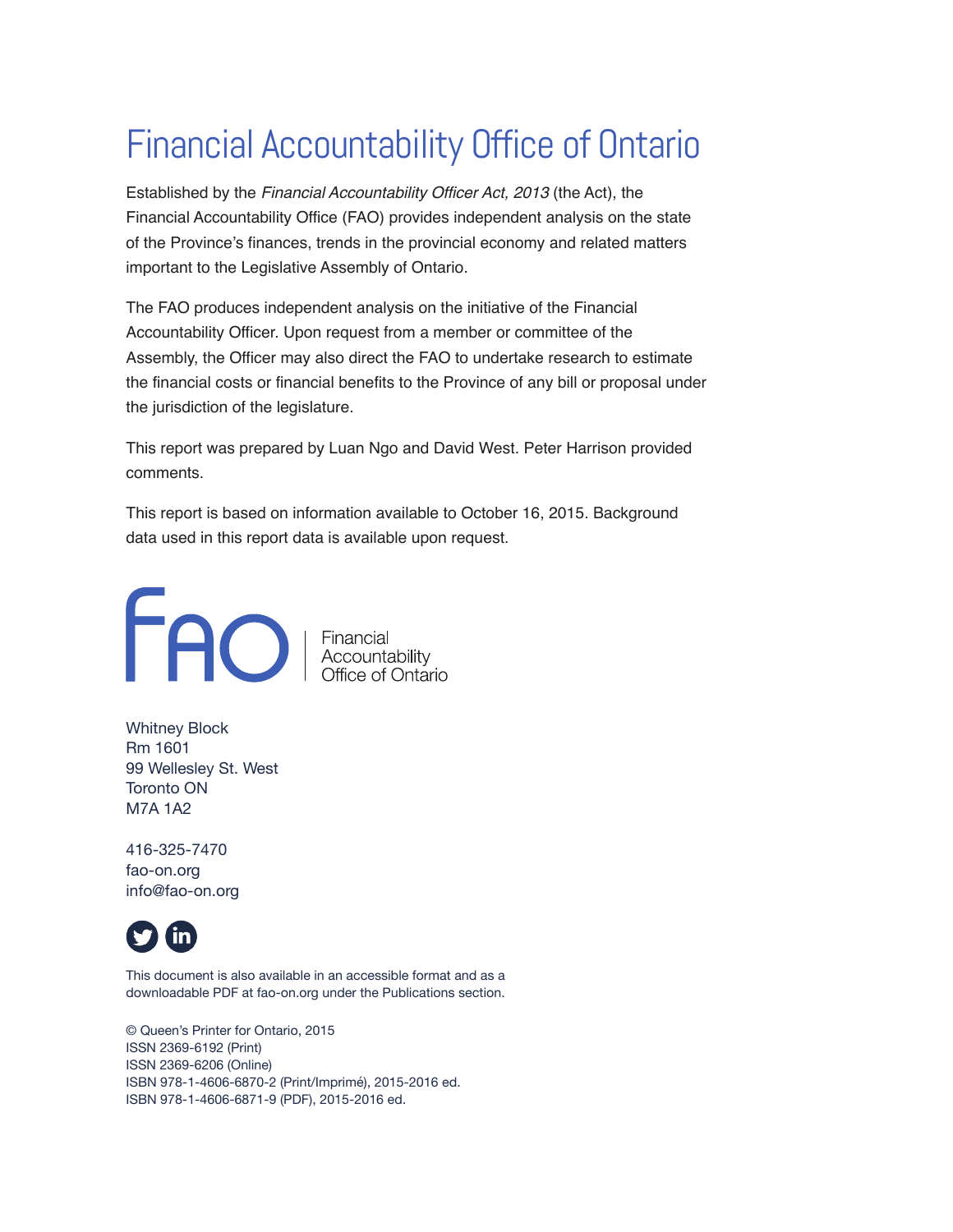# Financial Accountability Office of Ontario

Established by the *Financial Accountability Officer Act, 2013* (the Act), the Financial Accountability Office (FAO) provides independent analysis on the state of the Province's finances, trends in the provincial economy and related matters important to the Legislative Assembly of Ontario.

The FAO produces independent analysis on the initiative of the Financial Accountability Officer. Upon request from a member or committee of the Assembly, the Officer may also direct the FAO to undertake research to estimate the financial costs or financial benefits to the Province of any bill or proposal under the jurisdiction of the legislature.

This report was prepared by Luan Ngo and David West. Peter Harrison provided comments.

This report is based on information available to October 16, 2015. Background data used in this report data is available upon request.

FAO | Financial Accountability Office of Ontario

Whitney Block
Rm 1601
99 Wellesley St. West
Toronto ON
M7A 1A2

416-325-7470
fao-on.org
info@fao-on.org

This document is also available in an accessible format and as a downloadable PDF at fao-on.org under the Publications section.

© Queen's Printer for Ontario, 2015
ISSN 2369-6192 (Print)
ISSN 2369-6206 (Online)
ISBN 978-1-4606-6870-2 (Print/Imprimé), 2015-2016 ed.
ISBN 978-1-4606-6871-9 (PDF), 2015-2016 ed.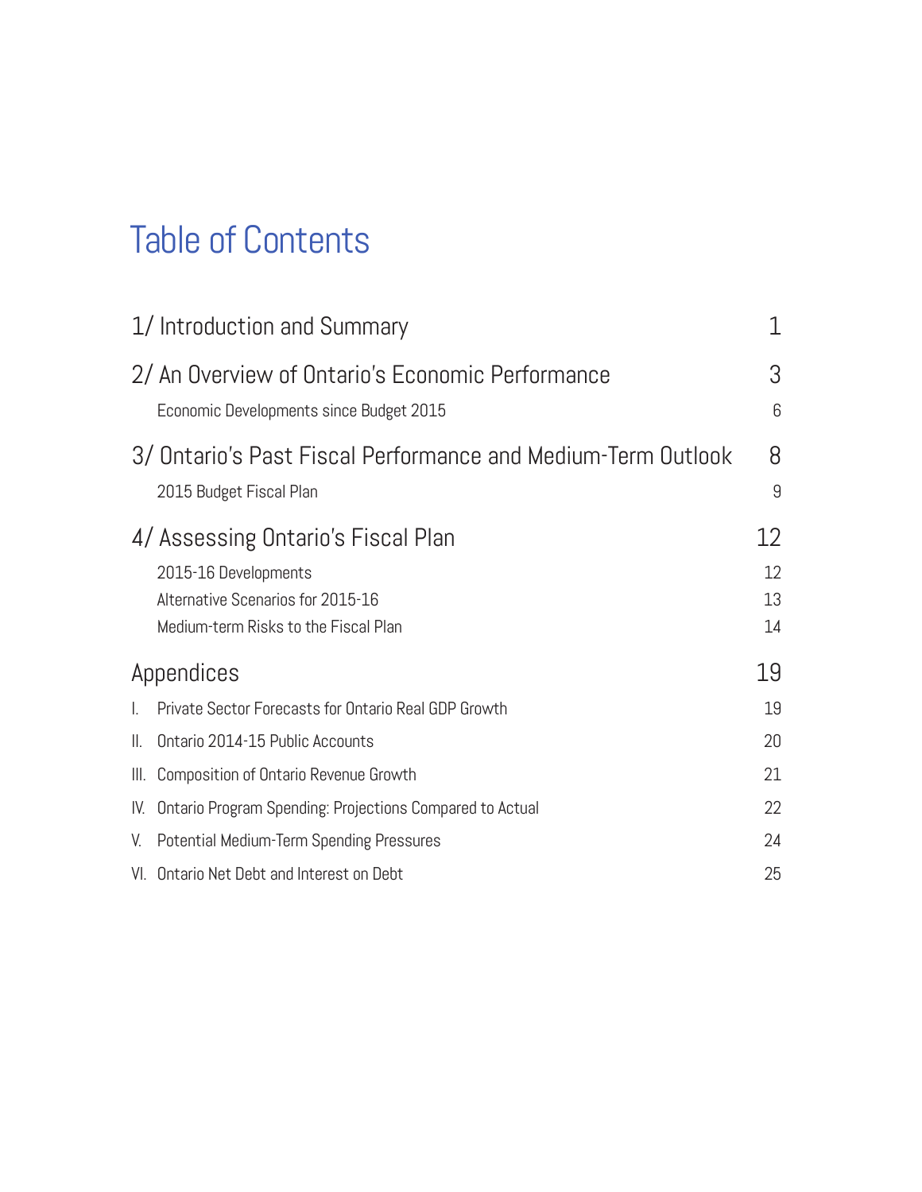# Table of Contents

| | |
|---|---|
| 1/ Introduction and Summary | 1 |
| 2/ An Overview of Ontario's Economic Performance | 3 |
| Economic Developments since Budget 2015 | 6 |
| 3/ Ontario's Past Fiscal Performance and Medium-Term Outlook | 8 |
| 2015 Budget Fiscal Plan | 9 |
| 4/ Assessing Ontario's Fiscal Plan | 12 |
| 2015-16 Developments | 12 |
| Alternative Scenarios for 2015-16 | 13 |
| Medium-term Risks to the Fiscal Plan | 14 |
| Appendices | 19 |
| I. Private Sector Forecasts for Ontario Real GDP Growth | 19 |
| II. Ontario 2014-15 Public Accounts | 20 |
| III. Composition of Ontario Revenue Growth | 21 |
| IV. Ontario Program Spending: Projections Compared to Actual | 22 |
| V. Potential Medium-Term Spending Pressures | 24 |
| VI. Ontario Net Debt and Interest on Debt | 25 |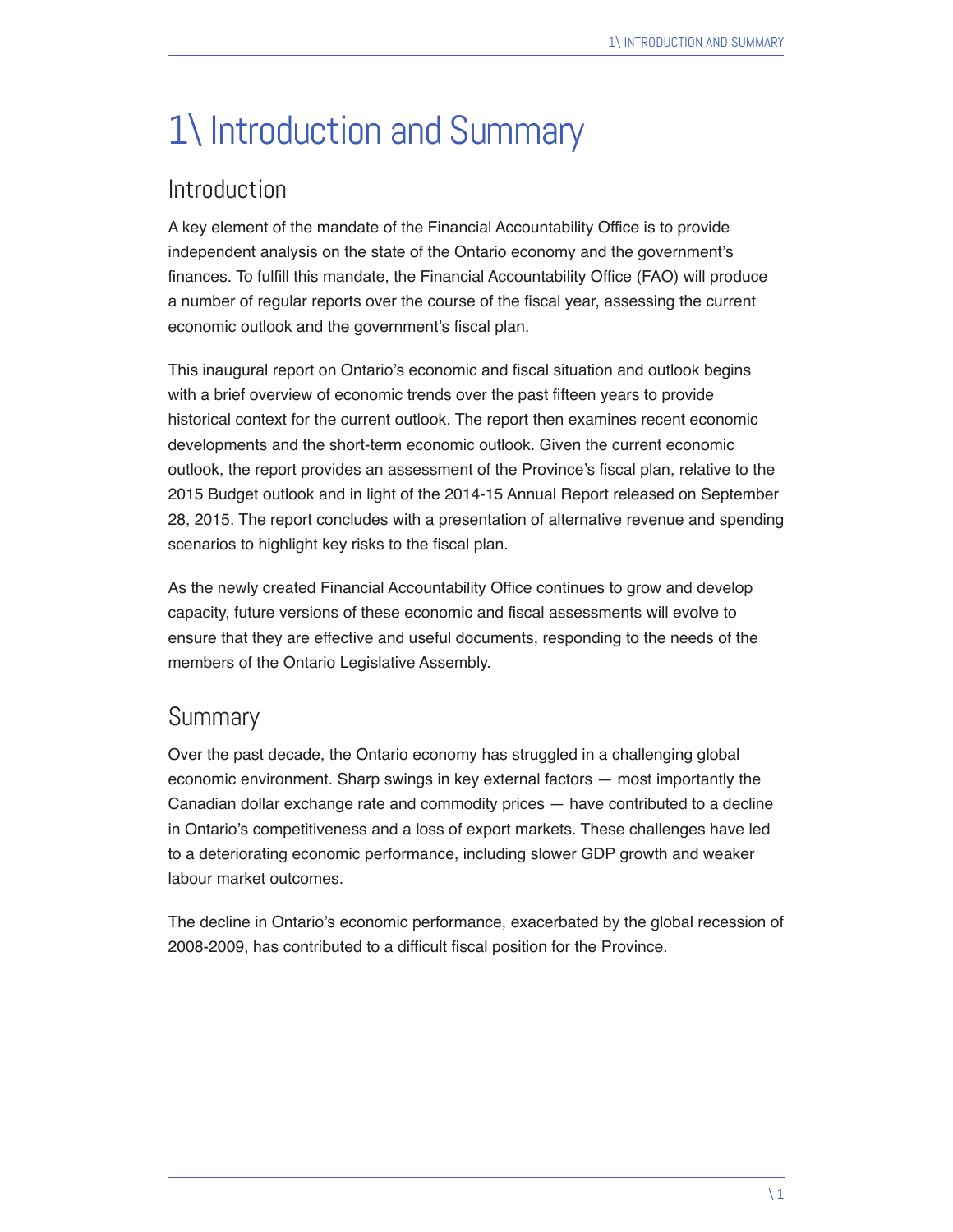# 1\ Introduction and Summary

## Introduction

A key element of the mandate of the Financial Accountability Office is to provide independent analysis on the state of the Ontario economy and the government's finances. To fulfill this mandate, the Financial Accountability Office (FAO) will produce a number of regular reports over the course of the fiscal year, assessing the current economic outlook and the government's fiscal plan.

This inaugural report on Ontario's economic and fiscal situation and outlook begins with a brief overview of economic trends over the past fifteen years to provide historical context for the current outlook. The report then examines recent economic developments and the short-term economic outlook. Given the current economic outlook, the report provides an assessment of the Province's fiscal plan, relative to the 2015 Budget outlook and in light of the 2014-15 Annual Report released on September 28, 2015. The report concludes with a presentation of alternative revenue and spending scenarios to highlight key risks to the fiscal plan.

As the newly created Financial Accountability Office continues to grow and develop capacity, future versions of these economic and fiscal assessments will evolve to ensure that they are effective and useful documents, responding to the needs of the members of the Ontario Legislative Assembly.

## Summary

Over the past decade, the Ontario economy has struggled in a challenging global economic environment. Sharp swings in key external factors — most importantly the Canadian dollar exchange rate and commodity prices — have contributed to a decline in Ontario's competitiveness and a loss of export markets. These challenges have led to a deteriorating economic performance, including slower GDP growth and weaker labour market outcomes.

The decline in Ontario's economic performance, exacerbated by the global recession of 2008-2009, has contributed to a difficult fiscal position for the Province.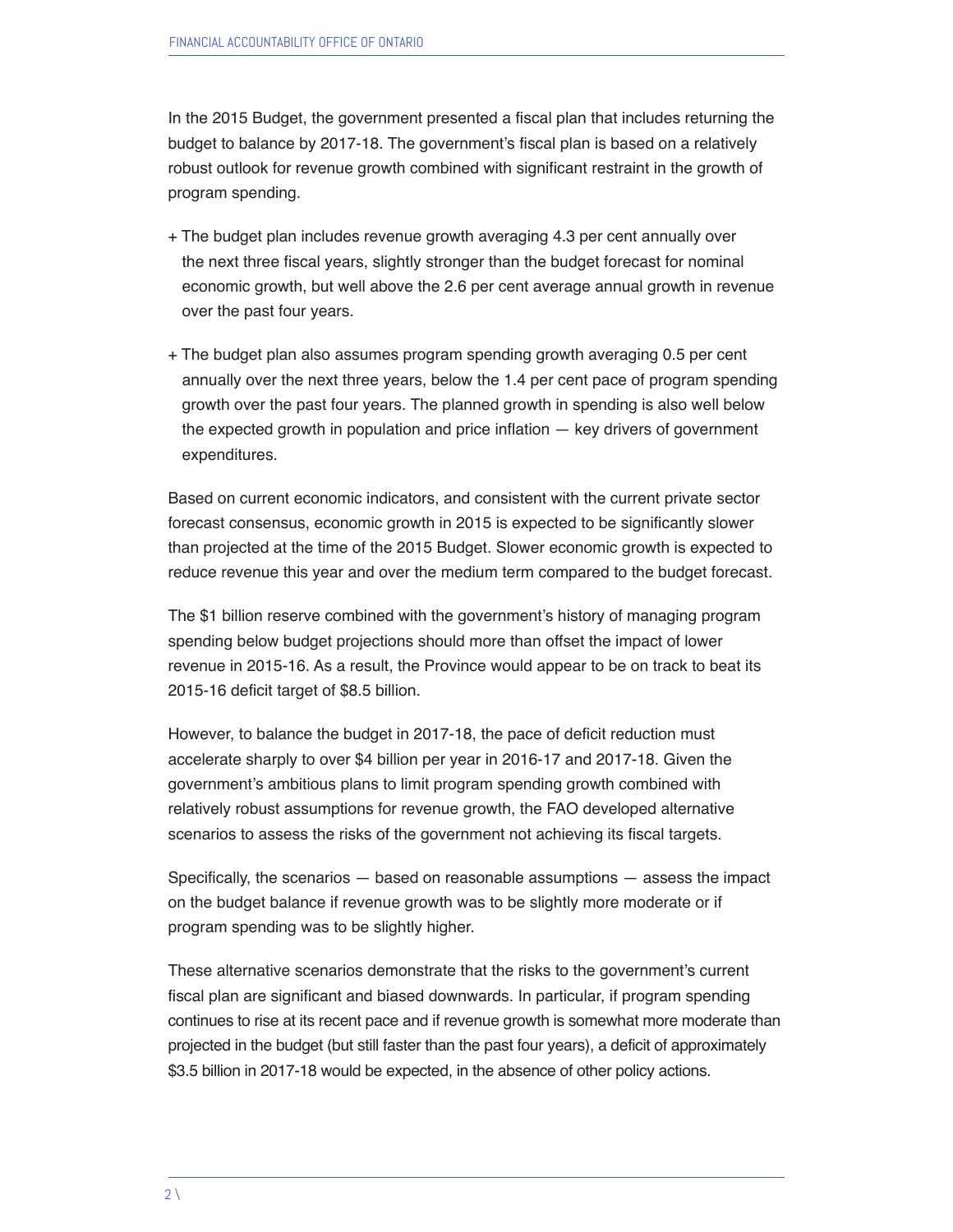In the 2015 Budget, the government presented a fiscal plan that includes returning the budget to balance by 2017-18. The government's fiscal plan is based on a relatively robust outlook for revenue growth combined with significant restraint in the growth of program spending.

+ The budget plan includes revenue growth averaging 4.3 per cent annually over the next three fiscal years, slightly stronger than the budget forecast for nominal economic growth, but well above the 2.6 per cent average annual growth in revenue over the past four years.

+ The budget plan also assumes program spending growth averaging 0.5 per cent annually over the next three years, below the 1.4 per cent pace of program spending growth over the past four years. The planned growth in spending is also well below the expected growth in population and price inflation — key drivers of government expenditures.

Based on current economic indicators, and consistent with the current private sector forecast consensus, economic growth in 2015 is expected to be significantly slower than projected at the time of the 2015 Budget. Slower economic growth is expected to reduce revenue this year and over the medium term compared to the budget forecast.

The $1 billion reserve combined with the government's history of managing program spending below budget projections should more than offset the impact of lower revenue in 2015-16. As a result, the Province would appear to be on track to beat its 2015-16 deficit target of $8.5 billion.

However, to balance the budget in 2017-18, the pace of deficit reduction must accelerate sharply to over $4 billion per year in 2016-17 and 2017-18. Given the government's ambitious plans to limit program spending growth combined with relatively robust assumptions for revenue growth, the FAO developed alternative scenarios to assess the risks of the government not achieving its fiscal targets.

Specifically, the scenarios — based on reasonable assumptions — assess the impact on the budget balance if revenue growth was to be slightly more moderate or if program spending was to be slightly higher.

These alternative scenarios demonstrate that the risks to the government's current fiscal plan are significant and biased downwards. In particular, if program spending continues to rise at its recent pace and if revenue growth is somewhat more moderate than projected in the budget (but still faster than the past four years), a deficit of approximately $3.5 billion in 2017-18 would be expected, in the absence of other policy actions.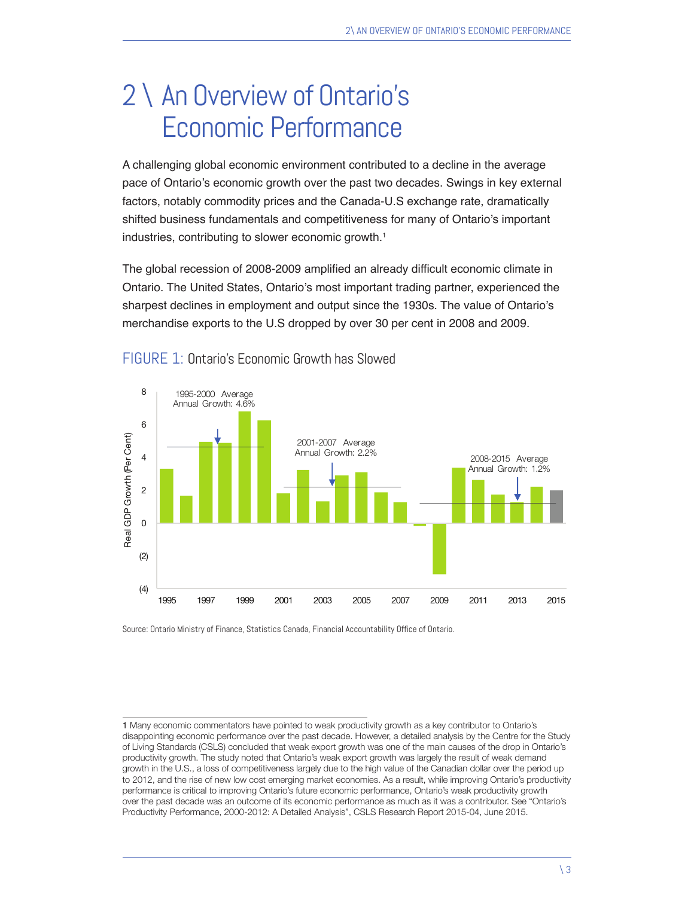# 2 \ An Overview of Ontario's Economic Performance

A challenging global economic environment contributed to a decline in the average pace of Ontario's economic growth over the past two decades. Swings in key external factors, notably commodity prices and the Canada-U.S exchange rate, dramatically shifted business fundamentals and competitiveness for many of Ontario's important industries, contributing to slower economic growth.[1]

The global recession of 2008-2009 amplified an already difficult economic climate in Ontario. The United States, Ontario's most important trading partner, experienced the sharpest declines in employment and output since the 1930s. The value of Ontario's merchandise exports to the U.S dropped by over 30 per cent in 2008 and 2009.

FIGURE 1: Ontario's Economic Growth has Slowed

Source: Ontario Ministry of Finance, Statistics Canada, Financial Accountability Office of Ontario.

1 Many economic commentators have pointed to weak productivity growth as a key contributor to Ontario's disappointing economic performance over the past decade. However, a detailed analysis by the Centre for the Study of Living Standards (CSLS) concluded that weak export growth was one of the main causes of the drop in Ontario's productivity growth. The study noted that Ontario's weak export growth was largely the result of weak demand growth in the U.S., a loss of competitiveness largely due to the high value of the Canadian dollar over the period up to 2012, and the rise of new low cost emerging market economies. As a result, while improving Ontario's productivity performance is critical to improving Ontario's future economic performance, Ontario's weak productivity growth over the past decade was an outcome of its economic performance as much as it was a contributor. See "Ontario's Productivity Performance, 2000-2012: A Detailed Analysis", CSLS Research Report 2015-04, June 2015.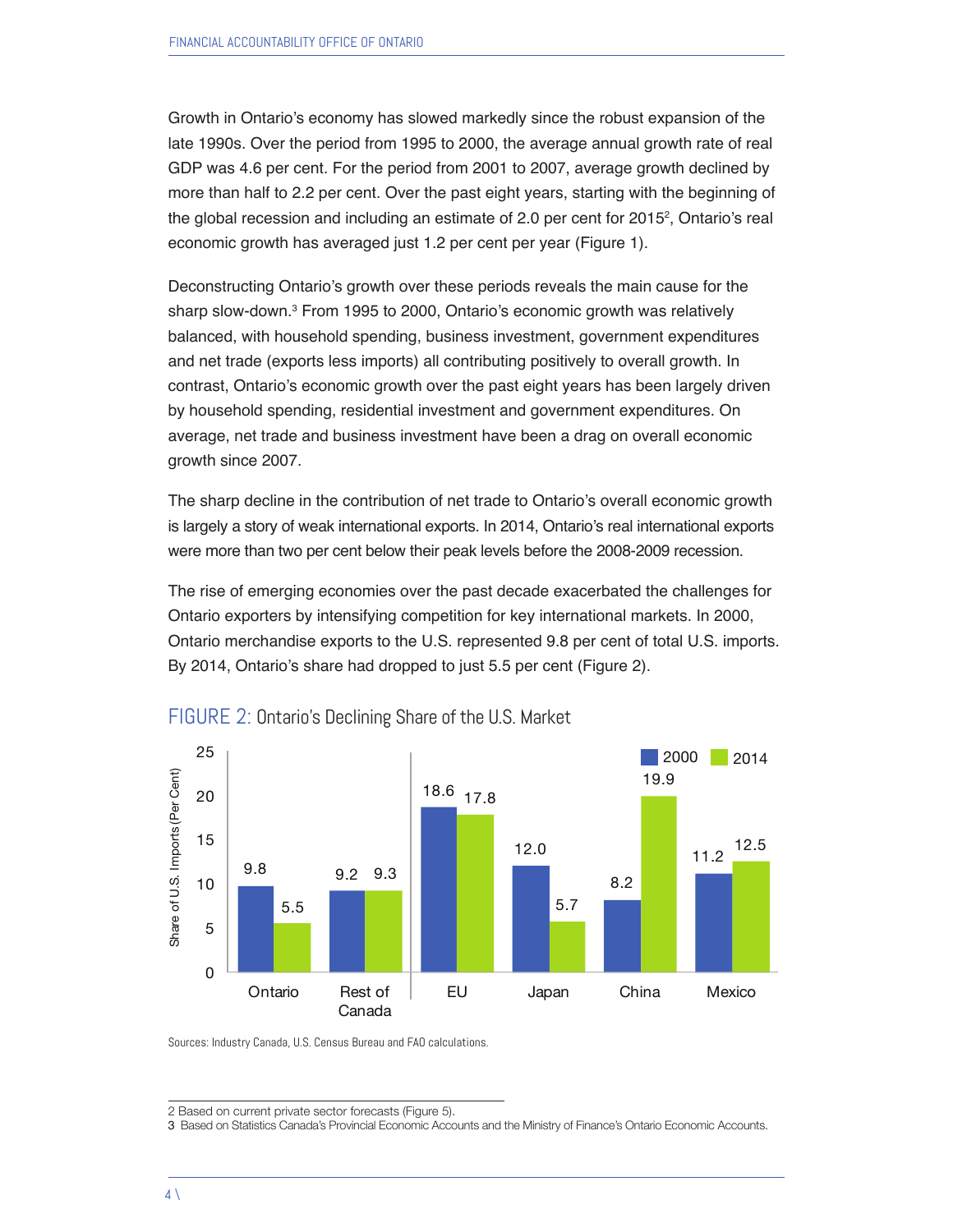Growth in Ontario's economy has slowed markedly since the robust expansion of the late 1990s. Over the period from 1995 to 2000, the average annual growth rate of real GDP was 4.6 per cent. For the period from 2001 to 2007, average growth declined by more than half to 2.2 per cent. Over the past eight years, starting with the beginning of the global recession and including an estimate of 2.0 per cent for 2015[2], Ontario's real economic growth has averaged just 1.2 per cent per year (Figure 1).

Deconstructing Ontario's growth over these periods reveals the main cause for the sharp slow-down.[3] From 1995 to 2000, Ontario's economic growth was relatively balanced, with household spending, business investment, government expenditures and net trade (exports less imports) all contributing positively to overall growth. In contrast, Ontario's economic growth over the past eight years has been largely driven by household spending, residential investment and government expenditures. On average, net trade and business investment have been a drag on overall economic growth since 2007.

The sharp decline in the contribution of net trade to Ontario's overall economic growth is largely a story of weak international exports. In 2014, Ontario's real international exports were more than two per cent below their peak levels before the 2008-2009 recession.

The rise of emerging economies over the past decade exacerbated the challenges for Ontario exporters by intensifying competition for key international markets. In 2000, Ontario merchandise exports to the U.S. represented 9.8 per cent of total U.S. imports. By 2014, Ontario's share had dropped to just 5.5 per cent (Figure 2).

FIGURE 2: Ontario's Declining Share of the U.S. Market

Share of U.S. Imports (Per Cent)

| | 2000 | 2014 |
|---|---|---|
| Ontario | 9.8 | 5.5 |
| Rest of Canada | 9.2 | 9.3 |
| EU | 18.6 | 17.8 |
| Japan | 12.0 | 5.7 |
| China | 8.2 | 19.9 |
| Mexico | 11.2 | 12.5 |

Sources: Industry Canada, U.S. Census Bureau and FAO calculations.

2 Based on current private sector forecasts (Figure 5).

3 Based on Statistics Canada's Provincial Economic Accounts and the Ministry of Finance's Ontario Economic Accounts.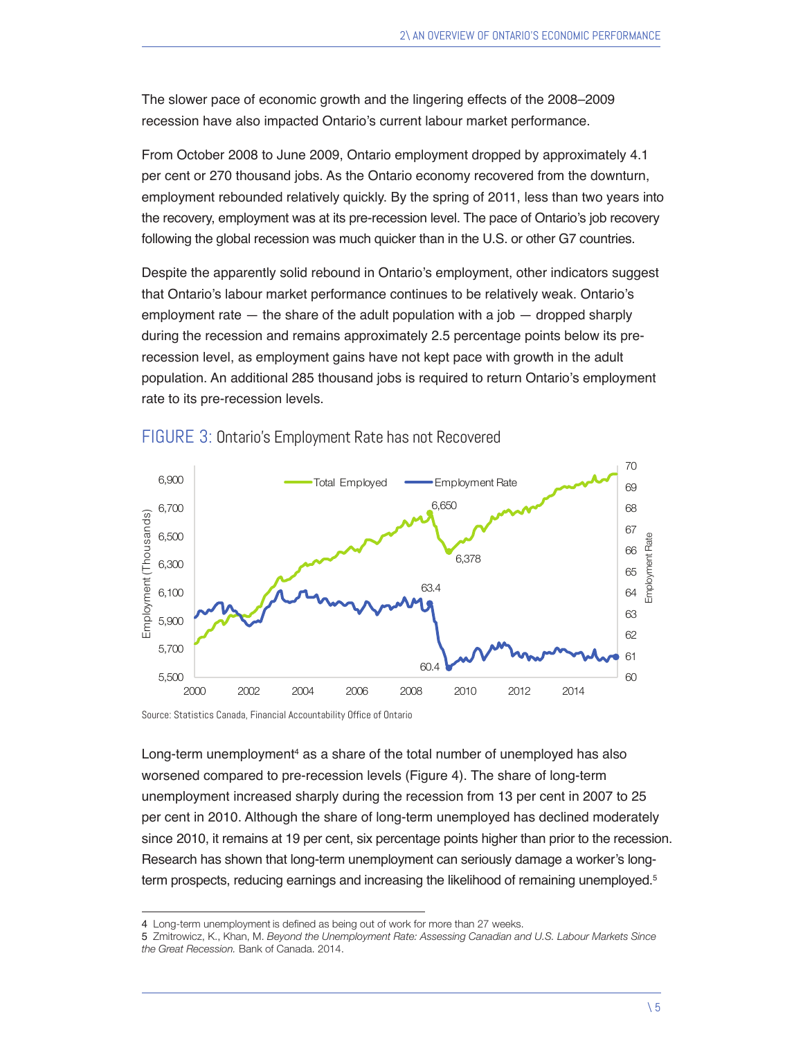The slower pace of economic growth and the lingering effects of the 2008–2009 recession have also impacted Ontario's current labour market performance.

From October 2008 to June 2009, Ontario employment dropped by approximately 4.1 per cent or 270 thousand jobs. As the Ontario economy recovered from the downturn, employment rebounded relatively quickly. By the spring of 2011, less than two years into the recovery, employment was at its pre-recession level. The pace of Ontario's job recovery following the global recession was much quicker than in the U.S. or other G7 countries.

Despite the apparently solid rebound in Ontario's employment, other indicators suggest that Ontario's labour market performance continues to be relatively weak. Ontario's employment rate — the share of the adult population with a job — dropped sharply during the recession and remains approximately 2.5 percentage points below its pre-recession level, as employment gains have not kept pace with growth in the adult population. An additional 285 thousand jobs is required to return Ontario's employment rate to its pre-recession levels.

FIGURE 3: Ontario's Employment Rate has not Recovered

Source: Statistics Canada, Financial Accountability Office of Ontario

Long-term unemployment[4] as a share of the total number of unemployed has also worsened compared to pre-recession levels (Figure 4). The share of long-term unemployment increased sharply during the recession from 13 per cent in 2007 to 25 per cent in 2010. Although the share of long-term unemployed has declined moderately since 2010, it remains at 19 per cent, six percentage points higher than prior to the recession. Research has shown that long-term unemployment can seriously damage a worker's long-term prospects, reducing earnings and increasing the likelihood of remaining unemployed.[5]

4 Long-term unemployment is defined as being out of work for more than 27 weeks.

5 Zmitrowicz, K., Khan, M. *Beyond the Unemployment Rate: Assessing Canadian and U.S. Labour Markets Since the Great Recession.* Bank of Canada. 2014.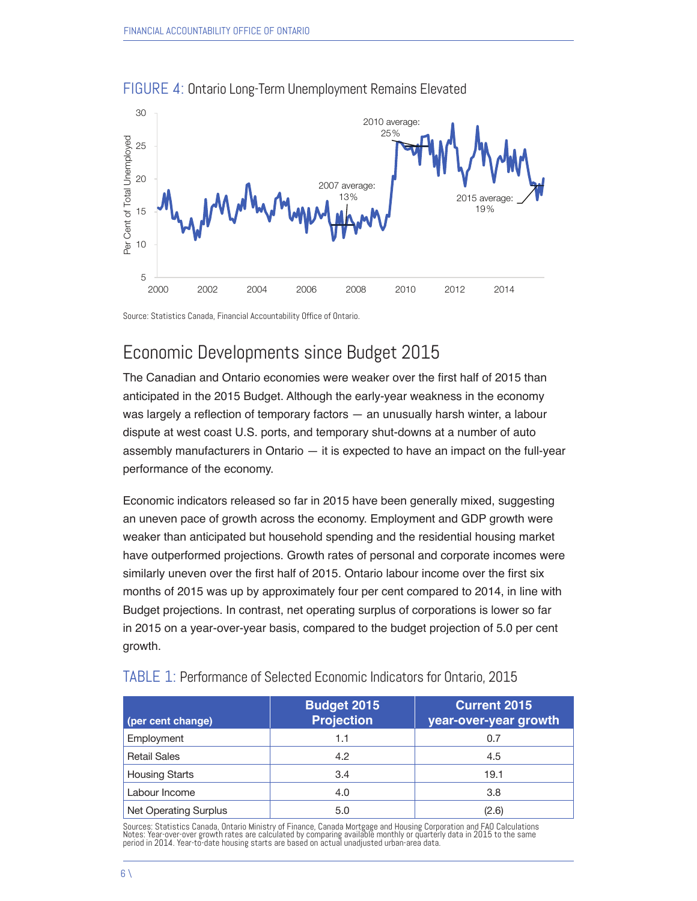FIGURE 4: Ontario Long-Term Unemployment Remains Elevated

Source: Statistics Canada, Financial Accountability Office of Ontario.

## Economic Developments since Budget 2015

The Canadian and Ontario economies were weaker over the first half of 2015 than anticipated in the 2015 Budget. Although the early-year weakness in the economy was largely a reflection of temporary factors — an unusually harsh winter, a labour dispute at west coast U.S. ports, and temporary shut-downs at a number of auto assembly manufacturers in Ontario — it is expected to have an impact on the full-year performance of the economy.

Economic indicators released so far in 2015 have been generally mixed, suggesting an uneven pace of growth across the economy. Employment and GDP growth were weaker than anticipated but household spending and the residential housing market have outperformed projections. Growth rates of personal and corporate incomes were similarly uneven over the first half of 2015. Ontario labour income over the first six months of 2015 was up by approximately four per cent compared to 2014, in line with Budget projections. In contrast, net operating surplus of corporations is lower so far in 2015 on a year-over-year basis, compared to the budget projection of 5.0 per cent growth.

TABLE 1: Performance of Selected Economic Indicators for Ontario, 2015

| (per cent change) | Budget 2015 Projection | Current 2015 year-over-year growth |
|---|---|---|
| Employment | 1.1 | 0.7 |
| Retail Sales | 4.2 | 4.5 |
| Housing Starts | 3.4 | 19.1 |
| Labour Income | 4.0 | 3.8 |
| Net Operating Surplus | 5.0 | (2.6) |

Sources: Statistics Canada, Ontario Ministry of Finance, Canada Mortgage and Housing Corporation and FAO Calculations
Notes: Year-over-over growth rates are calculated by comparing available monthly or quarterly data in 2015 to the same period in 2014. Year-to-date housing starts are based on actual unadjusted urban-area data.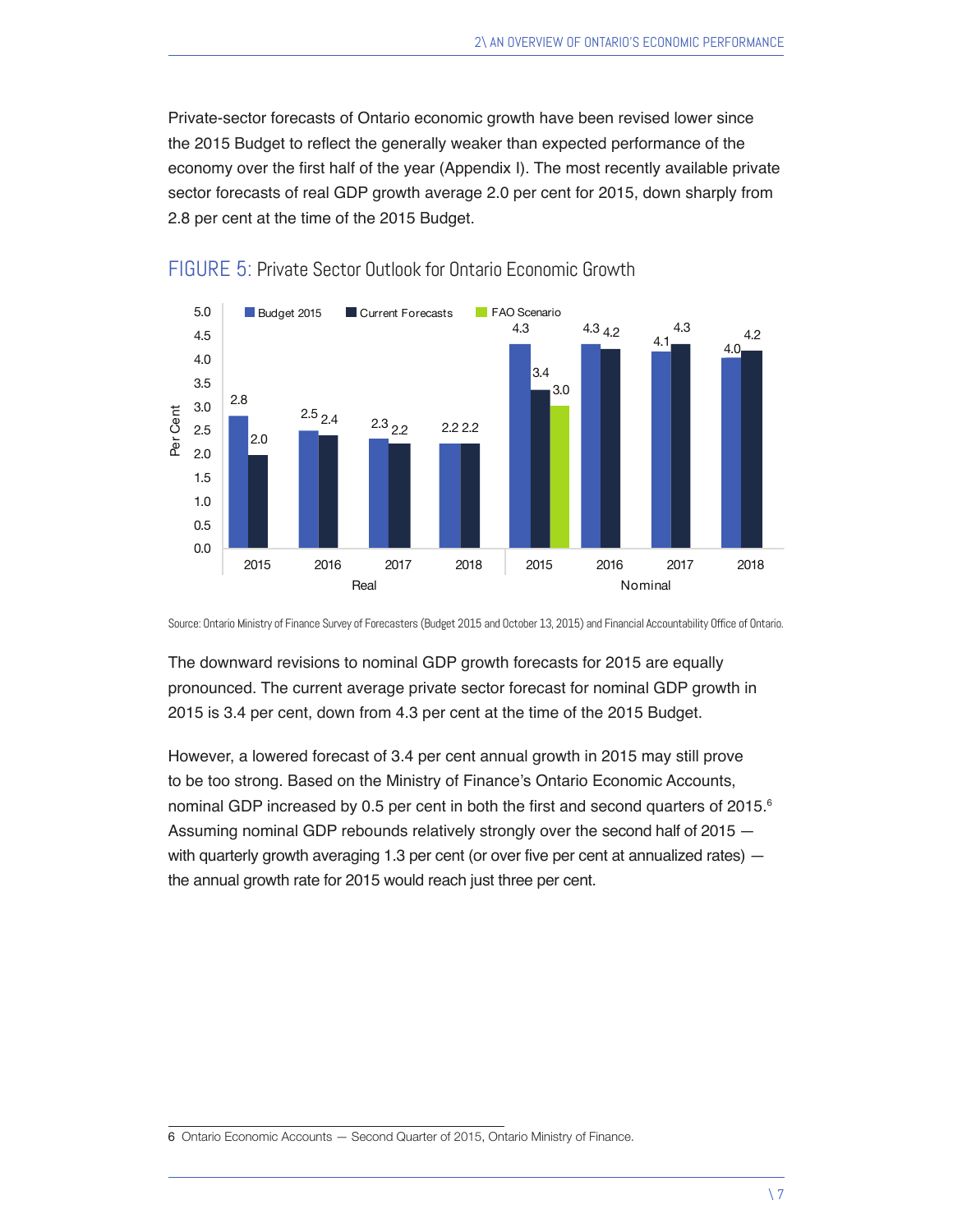Private-sector forecasts of Ontario economic growth have been revised lower since the 2015 Budget to reflect the generally weaker than expected performance of the economy over the first half of the year (Appendix I). The most recently available private sector forecasts of real GDP growth average 2.0 per cent for 2015, down sharply from 2.8 per cent at the time of the 2015 Budget.

## FIGURE 5: Private Sector Outlook for Ontario Economic Growth

| Per Cent | | Budget 2015 | Current Forecasts | FAO Scenario |
|---|---|---|---|---|
| Real | 2015 | 2.8 | 2.0 | |
| Real | 2016 | 2.5 | 2.4 | |
| Real | 2017 | 2.3 | 2.2 | |
| Real | 2018 | 2.2 | 2.2 | |
| Nominal | 2015 | 4.3 | 3.4 | 3.0 |
| Nominal | 2016 | 4.3 | 4.2 | |
| Nominal | 2017 | 4.1 | 4.3 | |
| Nominal | 2018 | 4.0 | 4.2 | |

Source: Ontario Ministry of Finance Survey of Forecasters (Budget 2015 and October 13, 2015) and Financial Accountability Office of Ontario.

The downward revisions to nominal GDP growth forecasts for 2015 are equally pronounced. The current average private sector forecast for nominal GDP growth in 2015 is 3.4 per cent, down from 4.3 per cent at the time of the 2015 Budget.

However, a lowered forecast of 3.4 per cent annual growth in 2015 may still prove to be too strong. Based on the Ministry of Finance's Ontario Economic Accounts, nominal GDP increased by 0.5 per cent in both the first and second quarters of 2015.[6] Assuming nominal GDP rebounds relatively strongly over the second half of 2015 — with quarterly growth averaging 1.3 per cent (or over five per cent at annualized rates) — the annual growth rate for 2015 would reach just three per cent.

6 Ontario Economic Accounts — Second Quarter of 2015, Ontario Ministry of Finance.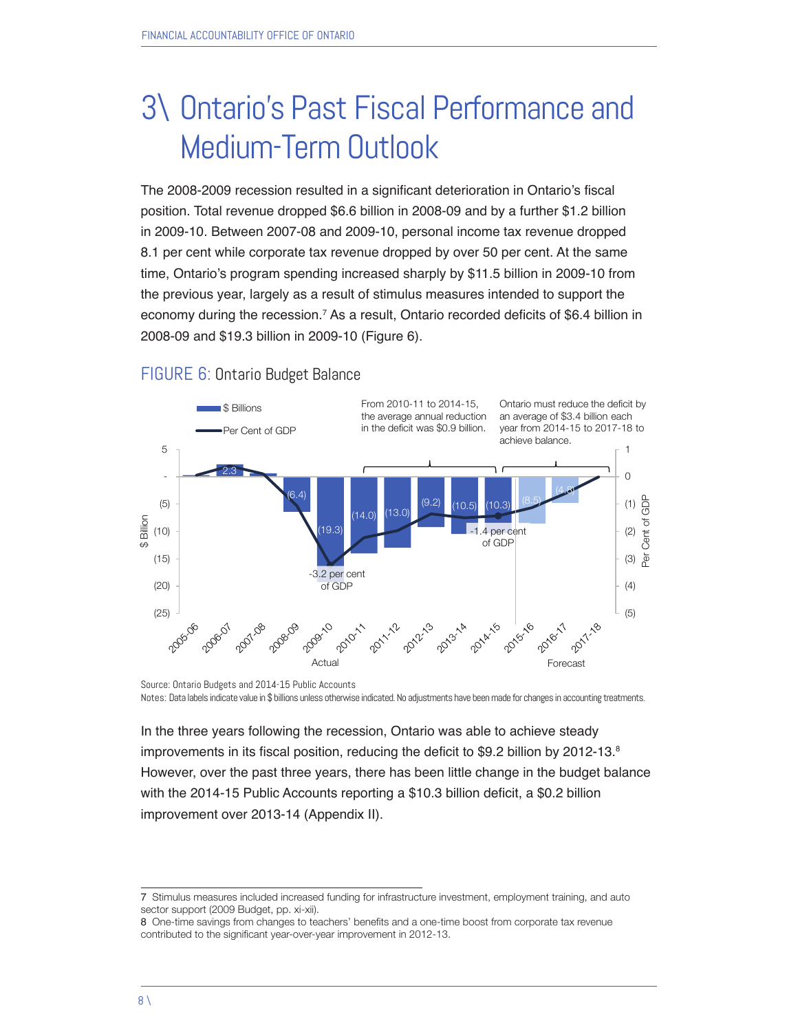// 3\ Ontario's Past Fiscal Performance and Medium-Term Outlook

The 2008-2009 recession resulted in a significant deterioration in Ontario's fiscal position. Total revenue dropped $6.6 billion in 2008-09 and by a further $1.2 billion in 2009-10. Between 2007-08 and 2009-10, personal income tax revenue dropped 8.1 per cent while corporate tax revenue dropped by over 50 per cent. At the same time, Ontario's program spending increased sharply by $11.5 billion in 2009-10 from the previous year, largely as a result of stimulus measures intended to support the economy during the recession.[7] As a result, Ontario recorded deficits of $6.4 billion in 2008-09 and $19.3 billion in 2009-10 (Figure 6).

## FIGURE 6: Ontario Budget Balance

| Year | $ Billions | |
|---|---|---|
| 2005-06 | | Actual |
| 2006-07 | 2.3 | Actual |
| 2007-08 | | Actual |
| 2008-09 | (6.4) | Actual |
| 2009-10 | (19.3) | Actual |
| 2010-11 | (14.0) | Actual |
| 2011-12 | (13.0) | Actual |
| 2012-13 | (9.2) | Actual |
| 2013-14 | (10.5) | Actual |
| 2014-15 | (10.3) | Actual |
| 2015-16 | (8.5) | Forecast |
| 2016-17 | (4.8) | Forecast |
| 2017-18 | | Forecast |

Per Cent of GDP: -3.2 per cent of GDP (2009-10); -1.4 per cent of GDP (2014-15).

From 2010-11 to 2014-15, the average annual reduction in the deficit was $0.9 billion.

Ontario must reduce the deficit by an average of $3.4 billion each year from 2014-15 to 2017-18 to achieve balance.

Source: Ontario Budgets and 2014-15 Public Accounts

Notes: Data labels indicate value in $ billions unless otherwise indicated. No adjustments have been made for changes in accounting treatments.

In the three years following the recession, Ontario was able to achieve steady improvements in its fiscal position, reducing the deficit to $9.2 billion by 2012-13.[8] However, over the past three years, there has been little change in the budget balance with the 2014-15 Public Accounts reporting a $10.3 billion deficit, a $0.2 billion improvement over 2013-14 (Appendix II).

---

7 Stimulus measures included increased funding for infrastructure investment, employment training, and auto sector support (2009 Budget, pp. xi-xii).

8 One-time savings from changes to teachers' benefits and a one-time boost from corporate tax revenue contributed to the significant year-over-year improvement in 2012-13.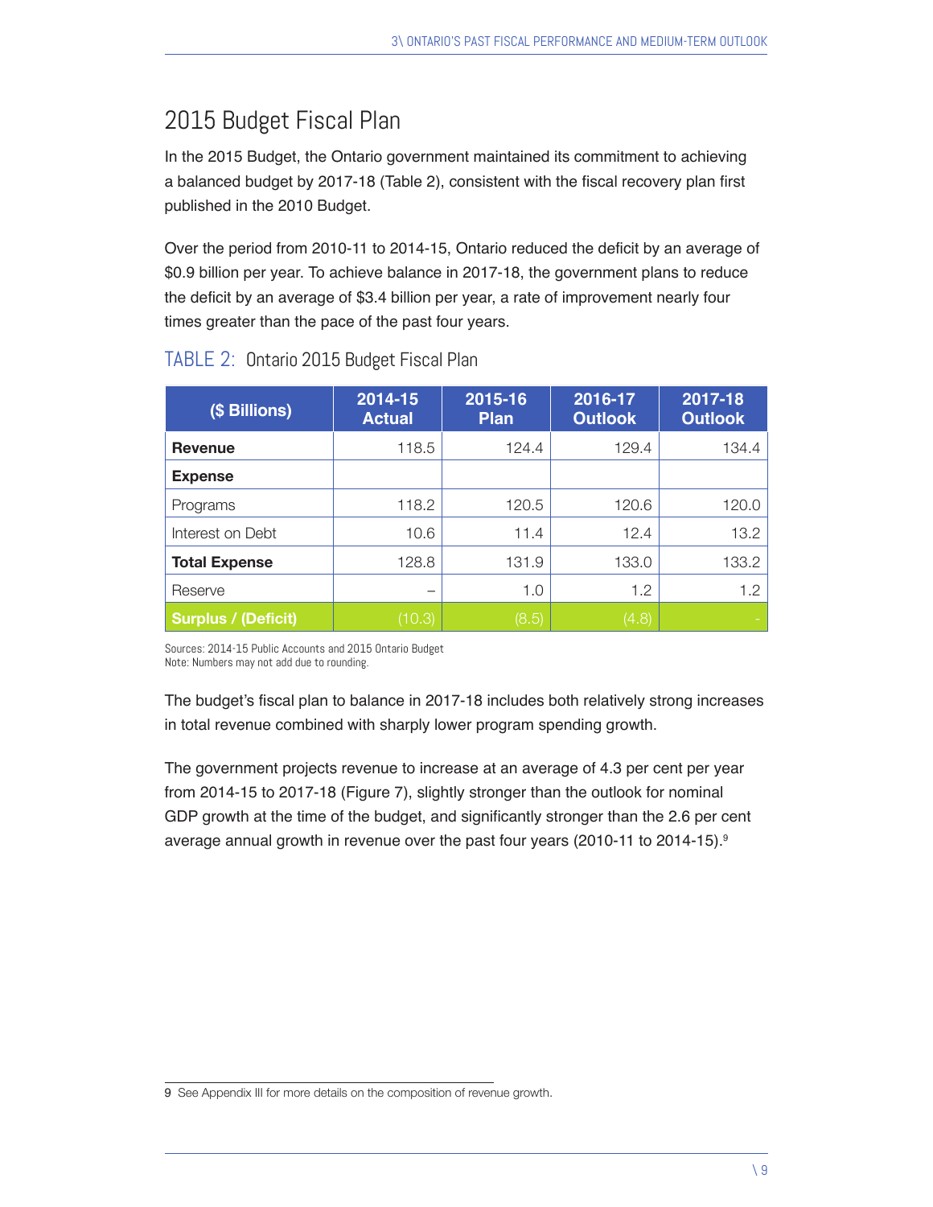## 2015 Budget Fiscal Plan

In the 2015 Budget, the Ontario government maintained its commitment to achieving a balanced budget by 2017-18 (Table 2), consistent with the fiscal recovery plan first published in the 2010 Budget.

Over the period from 2010-11 to 2014-15, Ontario reduced the deficit by an average of $0.9 billion per year. To achieve balance in 2017-18, the government plans to reduce the deficit by an average of $3.4 billion per year, a rate of improvement nearly four times greater than the pace of the past four years.

TABLE 2: Ontario 2015 Budget Fiscal Plan

| ($ Billions) | 2014-15 Actual | 2015-16 Plan | 2016-17 Outlook | 2017-18 Outlook |
|---|---|---|---|---|
| **Revenue** | 118.5 | 124.4 | 129.4 | 134.4 |
| **Expense** | | | | |
| Programs | 118.2 | 120.5 | 120.6 | 120.0 |
| Interest on Debt | 10.6 | 11.4 | 12.4 | 13.2 |
| **Total Expense** | 128.8 | 131.9 | 133.0 | 133.2 |
| Reserve | – | 1.0 | 1.2 | 1.2 |
| **Surplus / (Deficit)** | (10.3) | (8.5) | (4.8) | - |

Sources: 2014-15 Public Accounts and 2015 Ontario Budget
Note: Numbers may not add due to rounding.

The budget's fiscal plan to balance in 2017-18 includes both relatively strong increases in total revenue combined with sharply lower program spending growth.

The government projects revenue to increase at an average of 4.3 per cent per year from 2014-15 to 2017-18 (Figure 7), slightly stronger than the outlook for nominal GDP growth at the time of the budget, and significantly stronger than the 2.6 per cent average annual growth in revenue over the past four years (2010-11 to 2014-15).[9]

9 See Appendix III for more details on the composition of revenue growth.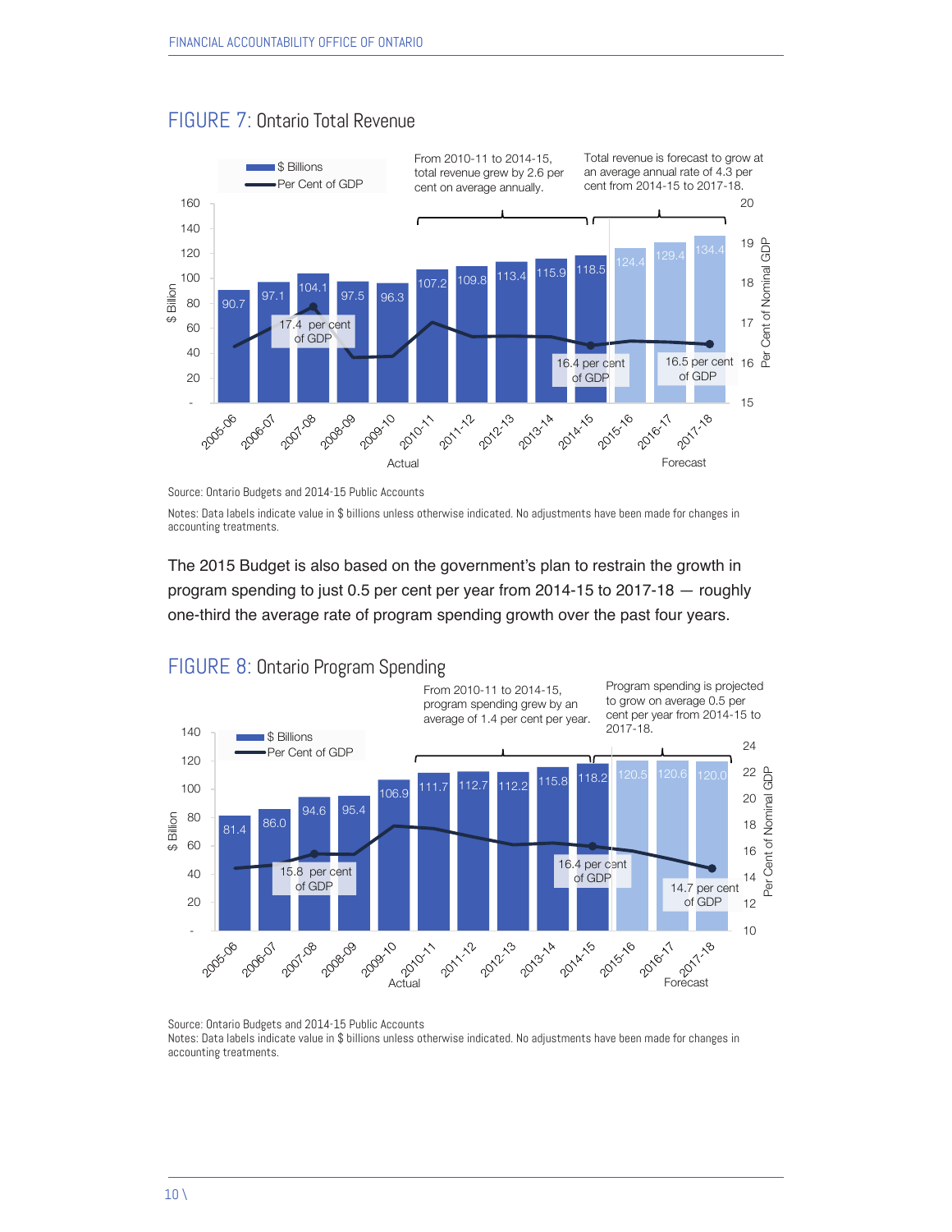## FIGURE 7: Ontario Total Revenue

From 2010-11 to 2014-15, total revenue grew by 2.6 per cent on average annually.

Total revenue is forecast to grow at an average annual rate of 4.3 per cent from 2014-15 to 2017-18.

| Year | $ Billions | |
|---|---|---|
| 2005-06 | 90.7 | Actual |
| 2006-07 | 97.1 | Actual |
| 2007-08 | 104.1 | Actual (17.4 per cent of GDP) |
| 2008-09 | 97.5 | Actual |
| 2009-10 | 96.3 | Actual |
| 2010-11 | 107.2 | Actual |
| 2011-12 | 109.8 | Actual |
| 2012-13 | 113.4 | Actual |
| 2013-14 | 115.9 | Actual |
| 2014-15 | 118.5 | Actual (16.4 per cent of GDP) |
| 2015-16 | 124.4 | Forecast |
| 2016-17 | 129.4 | Forecast |
| 2017-18 | 134.4 | Forecast (16.5 per cent of GDP) |

Source: Ontario Budgets and 2014-15 Public Accounts

Notes: Data labels indicate value in $ billions unless otherwise indicated. No adjustments have been made for changes in accounting treatments.

The 2015 Budget is also based on the government's plan to restrain the growth in program spending to just 0.5 per cent per year from 2014-15 to 2017-18 — roughly one-third the average rate of program spending growth over the past four years.

## FIGURE 8: Ontario Program Spending

From 2010-11 to 2014-15, program spending grew by an average of 1.4 per cent per year.

Program spending is projected to grow on average 0.5 per cent per year from 2014-15 to 2017-18.

| Year | $ Billions | |
|---|---|---|
| 2005-06 | 81.4 | Actual |
| 2006-07 | 86.0 | Actual |
| 2007-08 | 94.6 | Actual (15.8 per cent of GDP) |
| 2008-09 | 95.4 | Actual |
| 2009-10 | 106.9 | Actual |
| 2010-11 | 111.7 | Actual |
| 2011-12 | 112.7 | Actual |
| 2012-13 | 112.2 | Actual |
| 2013-14 | 115.8 | Actual |
| 2014-15 | 118.2 | Actual (16.4 per cent of GDP) |
| 2015-16 | 120.5 | Forecast |
| 2016-17 | 120.6 | Forecast |
| 2017-18 | 120.0 | Forecast (14.7 per cent of GDP) |

Source: Ontario Budgets and 2014-15 Public Accounts

Notes: Data labels indicate value in $ billions unless otherwise indicated. No adjustments have been made for changes in accounting treatments.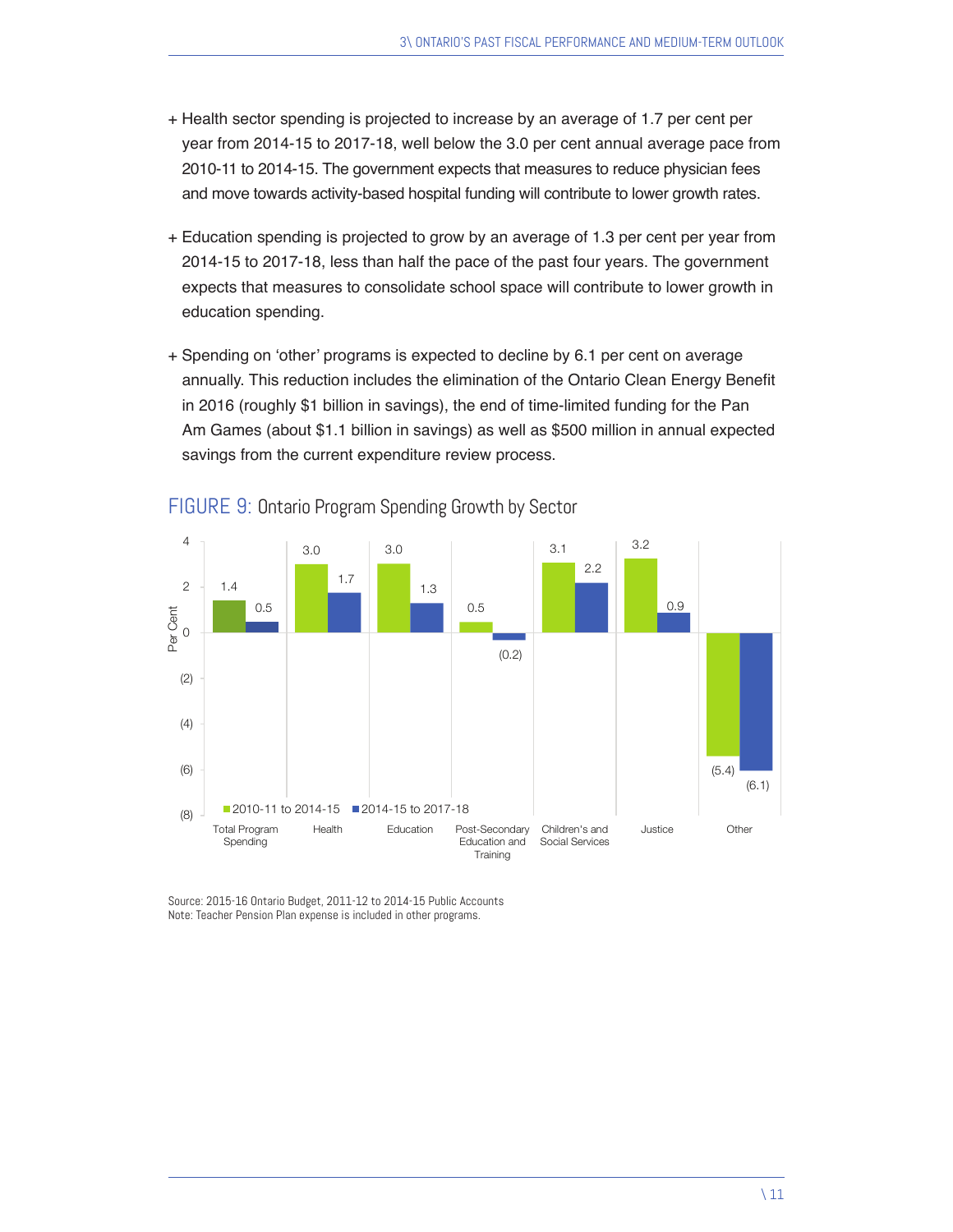+ Health sector spending is projected to increase by an average of 1.7 per cent per year from 2014-15 to 2017-18, well below the 3.0 per cent annual average pace from 2010-11 to 2014-15. The government expects that measures to reduce physician fees and move towards activity-based hospital funding will contribute to lower growth rates.

+ Education spending is projected to grow by an average of 1.3 per cent per year from 2014-15 to 2017-18, less than half the pace of the past four years. The government expects that measures to consolidate school space will contribute to lower growth in education spending.

+ Spending on 'other' programs is expected to decline by 6.1 per cent on average annually. This reduction includes the elimination of the Ontario Clean Energy Benefit in 2016 (roughly $1 billion in savings), the end of time-limited funding for the Pan Am Games (about $1.1 billion in savings) as well as $500 million in annual expected savings from the current expenditure review process.

## FIGURE 9: Ontario Program Spending Growth by Sector

| Sector | 2010-11 to 2014-15 | 2014-15 to 2017-18 |
|---|---|---|
| Total Program Spending | 1.4 | 0.5 |
| Health | 3.0 | 1.7 |
| Education | 3.0 | 1.3 |
| Post-Secondary Education and Training | 0.5 | (0.2) |
| Children's and Social Services | 3.1 | 2.2 |
| Justice | 3.2 | 0.9 |
| Other | (5.4) | (6.1) |

Source: 2015-16 Ontario Budget, 2011-12 to 2014-15 Public Accounts
Note: Teacher Pension Plan expense is included in other programs.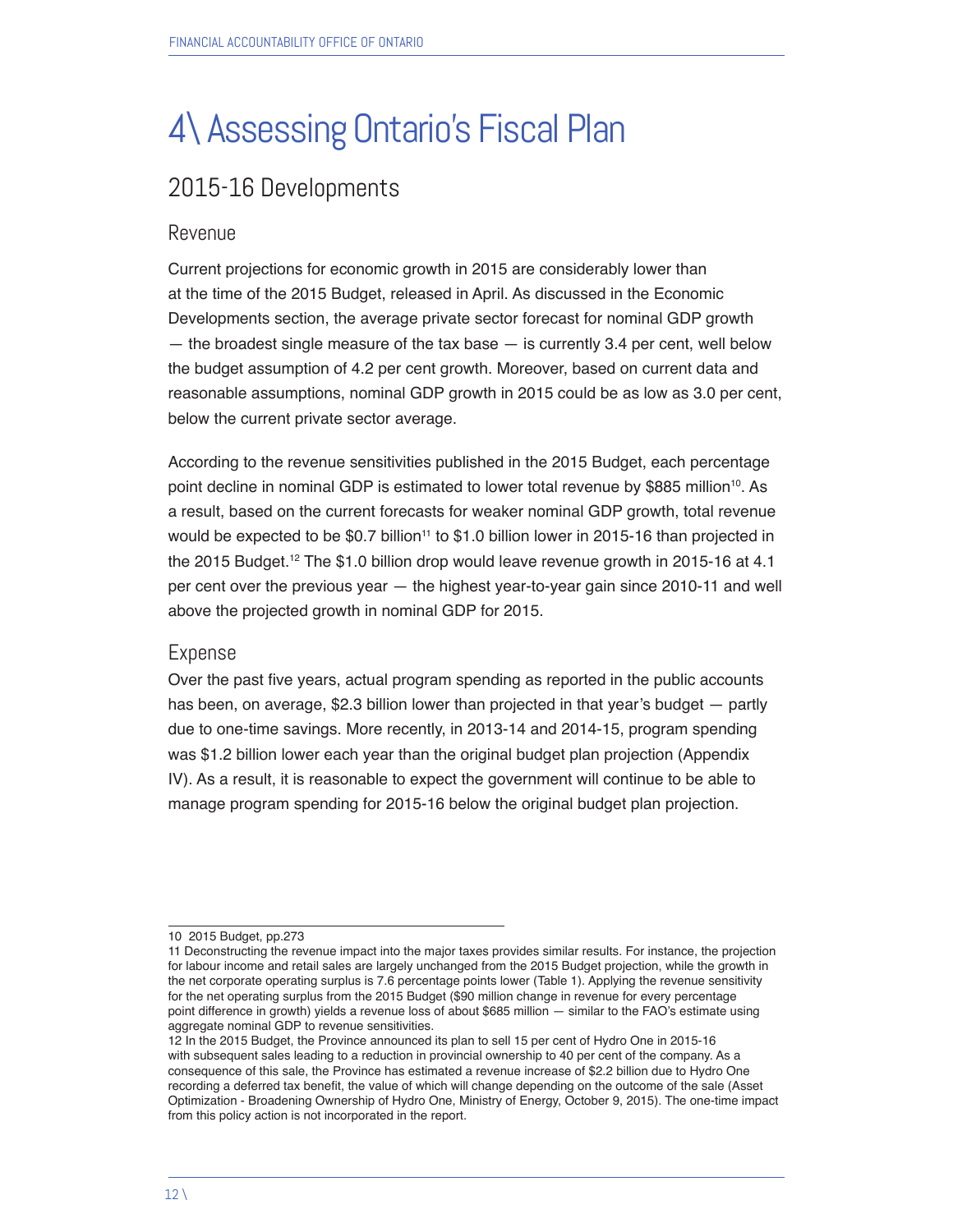# 4\ Assessing Ontario's Fiscal Plan

## 2015-16 Developments

### Revenue

Current projections for economic growth in 2015 are considerably lower than at the time of the 2015 Budget, released in April. As discussed in the Economic Developments section, the average private sector forecast for nominal GDP growth — the broadest single measure of the tax base — is currently 3.4 per cent, well below the budget assumption of 4.2 per cent growth. Moreover, based on current data and reasonable assumptions, nominal GDP growth in 2015 could be as low as 3.0 per cent, below the current private sector average.

According to the revenue sensitivities published in the 2015 Budget, each percentage point decline in nominal GDP is estimated to lower total revenue by $885 million[10]. As a result, based on the current forecasts for weaker nominal GDP growth, total revenue would be expected to be $0.7 billion[11] to $1.0 billion lower in 2015-16 than projected in the 2015 Budget.[12] The $1.0 billion drop would leave revenue growth in 2015-16 at 4.1 per cent over the previous year — the highest year-to-year gain since 2010-11 and well above the projected growth in nominal GDP for 2015.

### Expense

Over the past five years, actual program spending as reported in the public accounts has been, on average, $2.3 billion lower than projected in that year's budget — partly due to one-time savings. More recently, in 2013-14 and 2014-15, program spending was $1.2 billion lower each year than the original budget plan projection (Appendix IV). As a result, it is reasonable to expect the government will continue to be able to manage program spending for 2015-16 below the original budget plan projection.

---

10 2015 Budget, pp.273

11 Deconstructing the revenue impact into the major taxes provides similar results. For instance, the projection for labour income and retail sales are largely unchanged from the 2015 Budget projection, while the growth in the net corporate operating surplus is 7.6 percentage points lower (Table 1). Applying the revenue sensitivity for the net operating surplus from the 2015 Budget ($90 million change in revenue for every percentage point difference in growth) yields a revenue loss of about $685 million — similar to the FAO's estimate using aggregate nominal GDP to revenue sensitivities.

12 In the 2015 Budget, the Province announced its plan to sell 15 per cent of Hydro One in 2015-16 with subsequent sales leading to a reduction in provincial ownership to 40 per cent of the company. As a consequence of this sale, the Province has estimated a revenue increase of $2.2 billion due to Hydro One recording a deferred tax benefit, the value of which will change depending on the outcome of the sale (Asset Optimization - Broadening Ownership of Hydro One, Ministry of Energy, October 9, 2015). The one-time impact from this policy action is not incorporated in the report.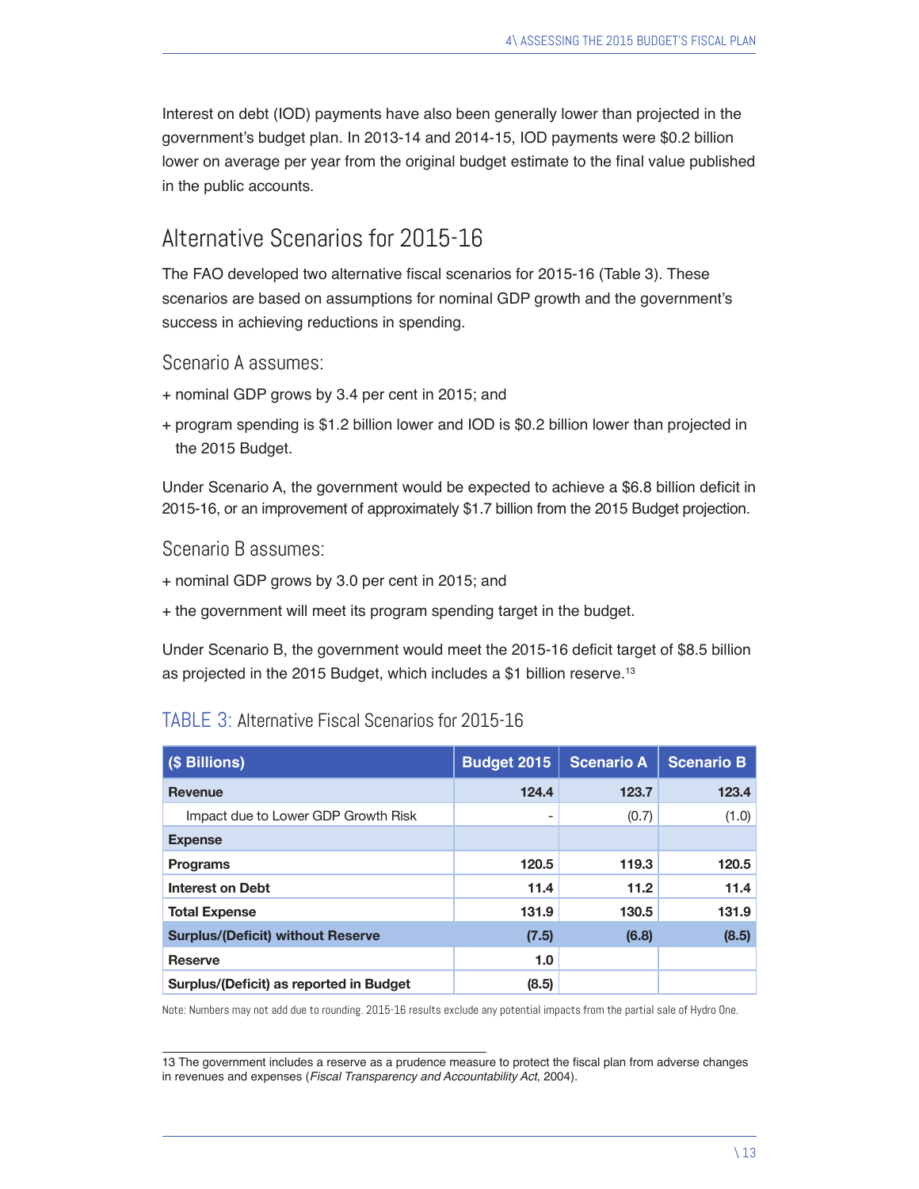Interest on debt (IOD) payments have also been generally lower than projected in the government's budget plan. In 2013-14 and 2014-15, IOD payments were $0.2 billion lower on average per year from the original budget estimate to the final value published in the public accounts.

## Alternative Scenarios for 2015-16

The FAO developed two alternative fiscal scenarios for 2015-16 (Table 3). These scenarios are based on assumptions for nominal GDP growth and the government's success in achieving reductions in spending.

### Scenario A assumes:

+ nominal GDP grows by 3.4 per cent in 2015; and
+ program spending is $1.2 billion lower and IOD is $0.2 billion lower than projected in the 2015 Budget.

Under Scenario A, the government would be expected to achieve a $6.8 billion deficit in 2015-16, or an improvement of approximately $1.7 billion from the 2015 Budget projection.

### Scenario B assumes:

+ nominal GDP grows by 3.0 per cent in 2015; and
+ the government will meet its program spending target in the budget.

Under Scenario B, the government would meet the 2015-16 deficit target of $8.5 billion as projected in the 2015 Budget, which includes a $1 billion reserve.[13]

### TABLE 3: Alternative Fiscal Scenarios for 2015-16

| ($ Billions) | Budget 2015 | Scenario A | Scenario B |
|---|---|---|---|
| **Revenue** | **124.4** | **123.7** | **123.4** |
| Impact due to Lower GDP Growth Risk | - | (0.7) | (1.0) |
| **Expense** | | | |
| **Programs** | **120.5** | **119.3** | **120.5** |
| **Interest on Debt** | **11.4** | **11.2** | **11.4** |
| **Total Expense** | **131.9** | **130.5** | **131.9** |
| **Surplus/(Deficit) without Reserve** | **(7.5)** | **(6.8)** | **(8.5)** |
| **Reserve** | **1.0** | | |
| **Surplus/(Deficit) as reported in Budget** | **(8.5)** | | |

Note: Numbers may not add due to rounding. 2015-16 results exclude any potential impacts from the partial sale of Hydro One.

13 The government includes a reserve as a prudence measure to protect the fiscal plan from adverse changes in revenues and expenses (*Fiscal Transparency and Accountability Act*, 2004).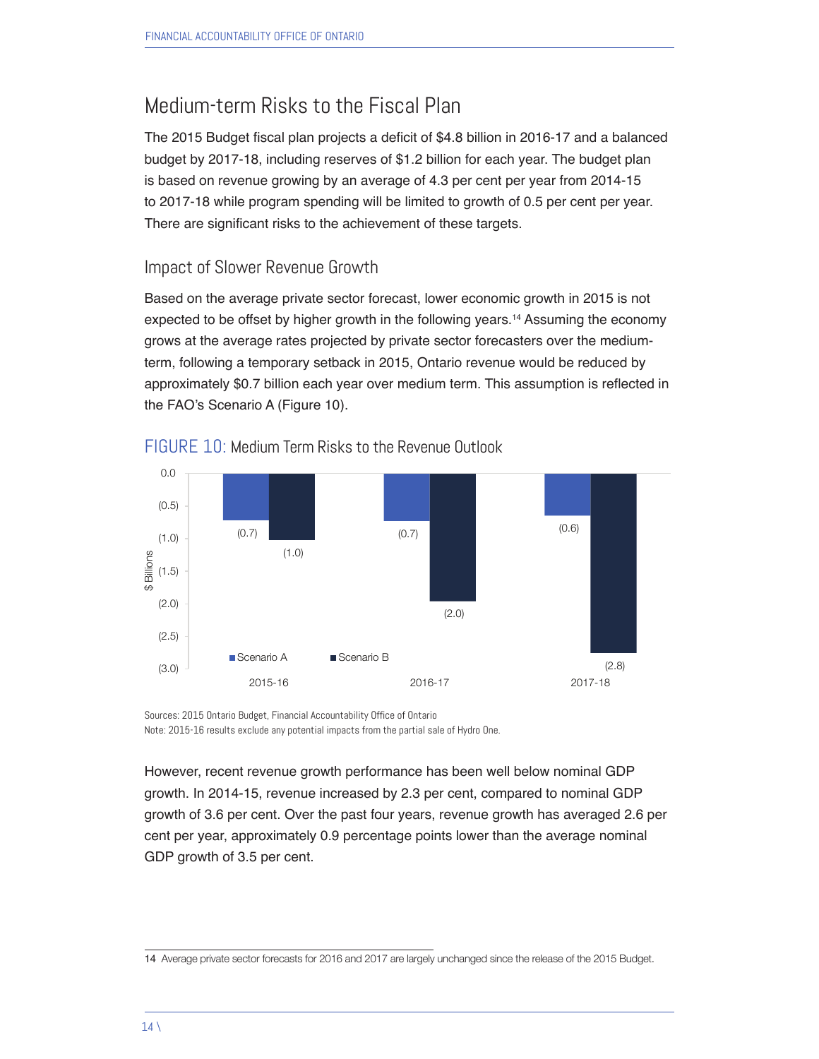## Medium-term Risks to the Fiscal Plan

The 2015 Budget fiscal plan projects a deficit of $4.8 billion in 2016-17 and a balanced budget by 2017-18, including reserves of $1.2 billion for each year. The budget plan is based on revenue growing by an average of 4.3 per cent per year from 2014-15 to 2017-18 while program spending will be limited to growth of 0.5 per cent per year. There are significant risks to the achievement of these targets.

### Impact of Slower Revenue Growth

Based on the average private sector forecast, lower economic growth in 2015 is not expected to be offset by higher growth in the following years.[14] Assuming the economy grows at the average rates projected by private sector forecasters over the medium-term, following a temporary setback in 2015, Ontario revenue would be reduced by approximately $0.7 billion each year over medium term. This assumption is reflected in the FAO's Scenario A (Figure 10).

FIGURE 10: Medium Term Risks to the Revenue Outlook

| $ Billions | 2015-16 | 2016-17 | 2017-18 |
|---|---|---|---|
| Scenario A | (0.7) | (0.7) | (0.6) |
| Scenario B | (1.0) | (2.0) | (2.8) |

Sources: 2015 Ontario Budget, Financial Accountability Office of Ontario
Note: 2015-16 results exclude any potential impacts from the partial sale of Hydro One.

However, recent revenue growth performance has been well below nominal GDP growth. In 2014-15, revenue increased by 2.3 per cent, compared to nominal GDP growth of 3.6 per cent. Over the past four years, revenue growth has averaged 2.6 per cent per year, approximately 0.9 percentage points lower than the average nominal GDP growth of 3.5 per cent.

14 Average private sector forecasts for 2016 and 2017 are largely unchanged since the release of the 2015 Budget.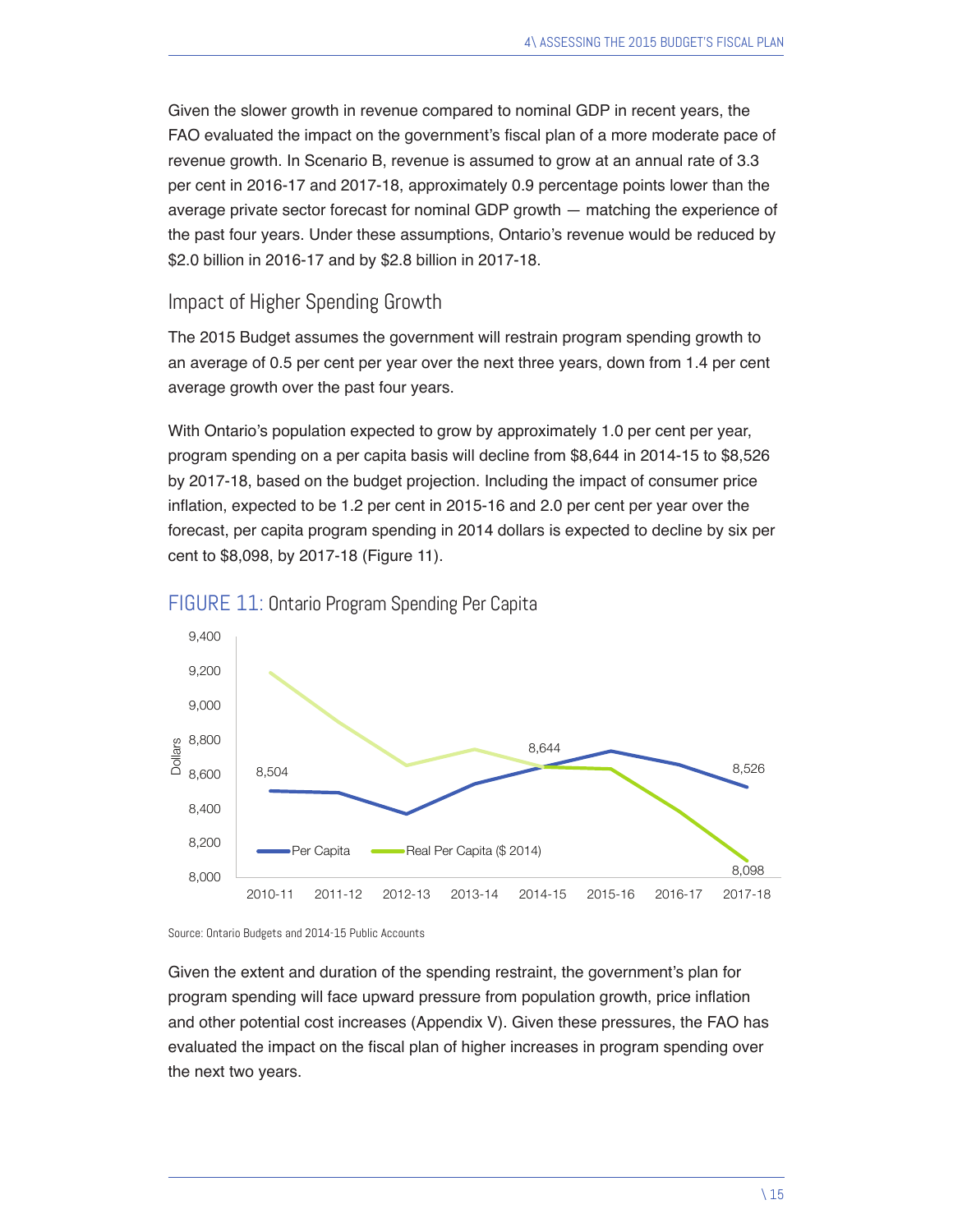Given the slower growth in revenue compared to nominal GDP in recent years, the FAO evaluated the impact on the government's fiscal plan of a more moderate pace of revenue growth. In Scenario B, revenue is assumed to grow at an annual rate of 3.3 per cent in 2016-17 and 2017-18, approximately 0.9 percentage points lower than the average private sector forecast for nominal GDP growth — matching the experience of the past four years. Under these assumptions, Ontario's revenue would be reduced by $2.0 billion in 2016-17 and by $2.8 billion in 2017-18.

### Impact of Higher Spending Growth

The 2015 Budget assumes the government will restrain program spending growth to an average of 0.5 per cent per year over the next three years, down from 1.4 per cent average growth over the past four years.

With Ontario's population expected to grow by approximately 1.0 per cent per year, program spending on a per capita basis will decline from $8,644 in 2014-15 to $8,526 by 2017-18, based on the budget projection. Including the impact of consumer price inflation, expected to be 1.2 per cent in 2015-16 and 2.0 per cent per year over the forecast, per capita program spending in 2014 dollars is expected to decline by six per cent to $8,098, by 2017-18 (Figure 11).

FIGURE 11: Ontario Program Spending Per Capita

Source: Ontario Budgets and 2014-15 Public Accounts

Given the extent and duration of the spending restraint, the government's plan for program spending will face upward pressure from population growth, price inflation and other potential cost increases (Appendix V). Given these pressures, the FAO has evaluated the impact on the fiscal plan of higher increases in program spending over the next two years.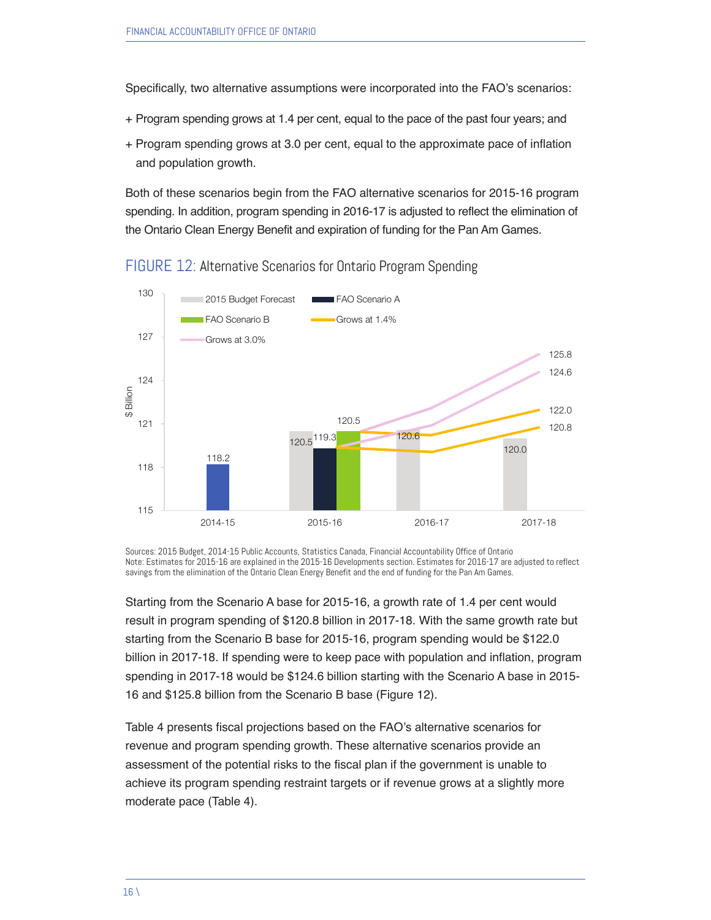Specifically, two alternative assumptions were incorporated into the FAO's scenarios:

+ Program spending grows at 1.4 per cent, equal to the pace of the past four years; and
+ Program spending grows at 3.0 per cent, equal to the approximate pace of inflation and population growth.

Both of these scenarios begin from the FAO alternative scenarios for 2015-16 program spending. In addition, program spending in 2016-17 is adjusted to reflect the elimination of the Ontario Clean Energy Benefit and expiration of funding for the Pan Am Games.

FIGURE 12: Alternative Scenarios for Ontario Program Spending

| $ Billion | 2014-15 | 2015-16 | 2016-17 | 2017-18 |
|---|---|---|---|---|
| Actual | 118.2 | | | |
| 2015 Budget Forecast | | 120.5 | 120.6 | 120.0 |
| FAO Scenario A | | 119.3 | | |
| FAO Scenario B | | 120.5 | | |
| Grows at 1.4% (from Scenario A) | | | | 120.8 |
| Grows at 1.4% (from Scenario B) | | | | 122.0 |
| Grows at 3.0% (from Scenario A) | | | | 124.6 |
| Grows at 3.0% (from Scenario B) | | | | 125.8 |

Sources: 2015 Budget, 2014-15 Public Accounts, Statistics Canada, Financial Accountability Office of Ontario
Note: Estimates for 2015-16 are explained in the 2015-16 Developments section. Estimates for 2016-17 are adjusted to reflect savings from the elimination of the Ontario Clean Energy Benefit and the end of funding for the Pan Am Games.

Starting from the Scenario A base for 2015-16, a growth rate of 1.4 per cent would result in program spending of $120.8 billion in 2017-18. With the same growth rate but starting from the Scenario B base for 2015-16, program spending would be $122.0 billion in 2017-18. If spending were to keep pace with population and inflation, program spending in 2017-18 would be $124.6 billion starting with the Scenario A base in 2015-16 and $125.8 billion from the Scenario B base (Figure 12).

Table 4 presents fiscal projections based on the FAO's alternative scenarios for revenue and program spending growth. These alternative scenarios provide an assessment of the potential risks to the fiscal plan if the government is unable to achieve its program spending restraint targets or if revenue grows at a slightly more moderate pace (Table 4).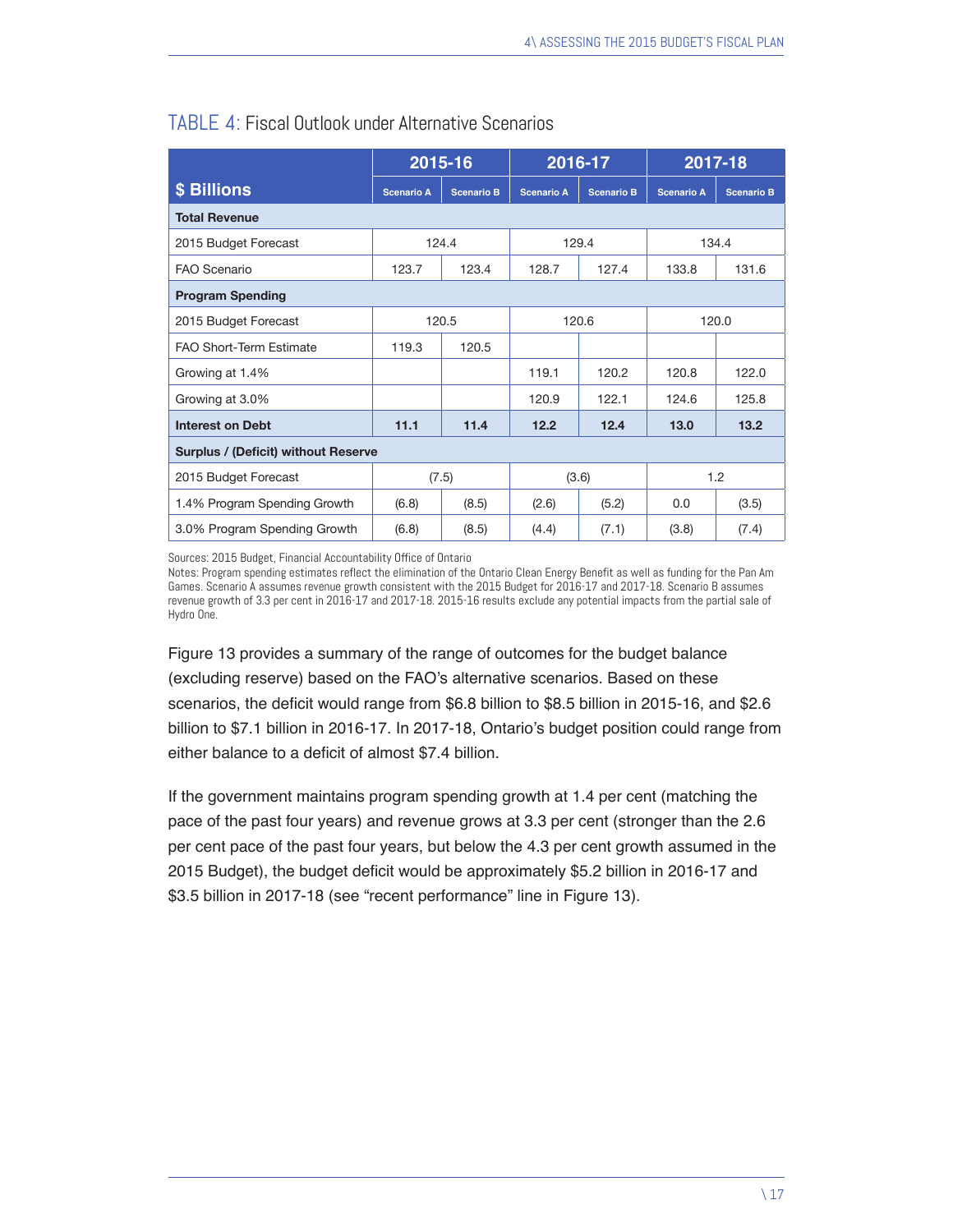## TABLE 4: Fiscal Outlook under Alternative Scenarios

| $ Billions | 2015-16 | | 2016-17 | | 2017-18 | |
|---|---|---|---|---|---|---|
| | Scenario A | Scenario B | Scenario A | Scenario B | Scenario A | Scenario B |
| **Total Revenue** | | | | | | |
| 2015 Budget Forecast | 124.4 | | 129.4 | | 134.4 | |
| FAO Scenario | 123.7 | 123.4 | 128.7 | 127.4 | 133.8 | 131.6 |
| **Program Spending** | | | | | | |
| 2015 Budget Forecast | 120.5 | | 120.6 | | 120.0 | |
| FAO Short-Term Estimate | 119.3 | 120.5 | | | | |
| Growing at 1.4% | | | 119.1 | 120.2 | 120.8 | 122.0 |
| Growing at 3.0% | | | 120.9 | 122.1 | 124.6 | 125.8 |
| **Interest on Debt** | **11.1** | **11.4** | **12.2** | **12.4** | **13.0** | **13.2** |
| **Surplus / (Deficit) without Reserve** | | | | | | |
| 2015 Budget Forecast | (7.5) | | (3.6) | | 1.2 | |
| 1.4% Program Spending Growth | (6.8) | (8.5) | (2.6) | (5.2) | 0.0 | (3.5) |
| 3.0% Program Spending Growth | (6.8) | (8.5) | (4.4) | (7.1) | (3.8) | (7.4) |

Sources: 2015 Budget, Financial Accountability Office of Ontario
Notes: Program spending estimates reflect the elimination of the Ontario Clean Energy Benefit as well as funding for the Pan Am Games. Scenario A assumes revenue growth consistent with the 2015 Budget for 2016-17 and 2017-18. Scenario B assumes revenue growth of 3.3 per cent in 2016-17 and 2017-18. 2015-16 results exclude any potential impacts from the partial sale of Hydro One.

Figure 13 provides a summary of the range of outcomes for the budget balance (excluding reserve) based on the FAO's alternative scenarios. Based on these scenarios, the deficit would range from $6.8 billion to $8.5 billion in 2015-16, and $2.6 billion to $7.1 billion in 2016-17. In 2017-18, Ontario's budget position could range from either balance to a deficit of almost $7.4 billion.

If the government maintains program spending growth at 1.4 per cent (matching the pace of the past four years) and revenue grows at 3.3 per cent (stronger than the 2.6 per cent pace of the past four years, but below the 4.3 per cent growth assumed in the 2015 Budget), the budget deficit would be approximately $5.2 billion in 2016-17 and $3.5 billion in 2017-18 (see "recent performance" line in Figure 13).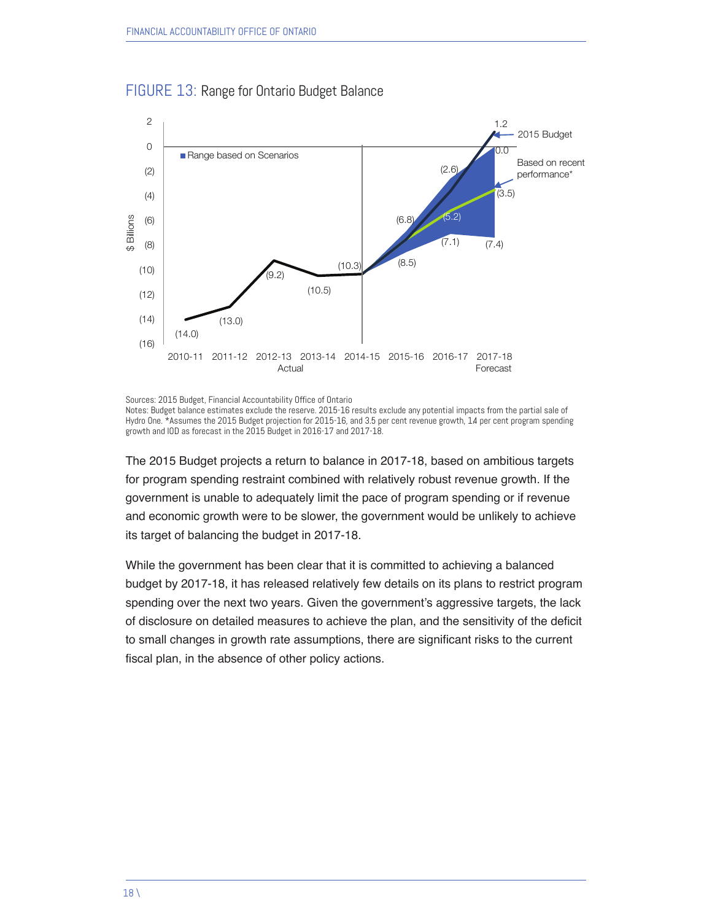FIGURE 13: Range for Ontario Budget Balance

Sources: 2015 Budget, Financial Accountability Office of Ontario
Notes: Budget balance estimates exclude the reserve. 2015-16 results exclude any potential impacts from the partial sale of Hydro One. *Assumes the 2015 Budget projection for 2015-16, and 3.5 per cent revenue growth, 1.4 per cent program spending growth and IOD as forecast in the 2015 Budget in 2016-17 and 2017-18.

The 2015 Budget projects a return to balance in 2017-18, based on ambitious targets for program spending restraint combined with relatively robust revenue growth. If the government is unable to adequately limit the pace of program spending or if revenue and economic growth were to be slower, the government would be unlikely to achieve its target of balancing the budget in 2017-18.

While the government has been clear that it is committed to achieving a balanced budget by 2017-18, it has released relatively few details on its plans to restrict program spending over the next two years. Given the government's aggressive targets, the lack of disclosure on detailed measures to achieve the plan, and the sensitivity of the deficit to small changes in growth rate assumptions, there are significant risks to the current fiscal plan, in the absence of other policy actions.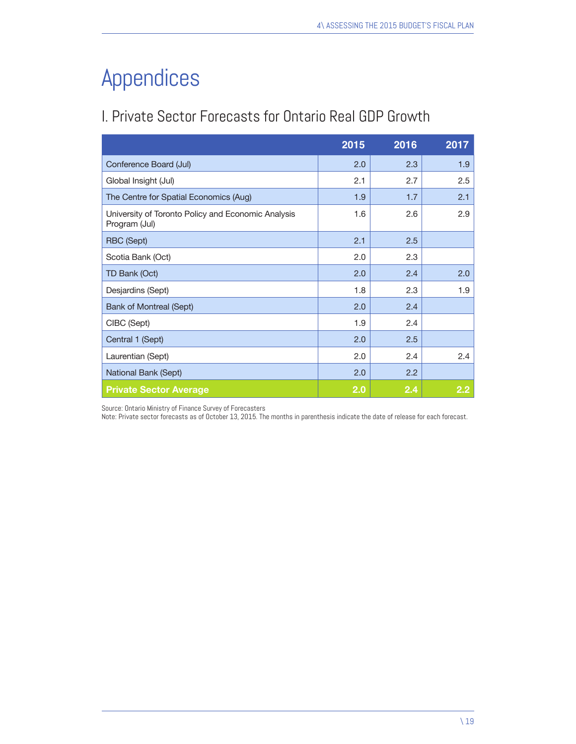# Appendices

## I. Private Sector Forecasts for Ontario Real GDP Growth

| | 2015 | 2016 | 2017 |
|---|---|---|---|
| Conference Board (Jul) | 2.0 | 2.3 | 1.9 |
| Global Insight (Jul) | 2.1 | 2.7 | 2.5 |
| The Centre for Spatial Economics (Aug) | 1.9 | 1.7 | 2.1 |
| University of Toronto Policy and Economic Analysis Program (Jul) | 1.6 | 2.6 | 2.9 |
| RBC (Sept) | 2.1 | 2.5 | |
| Scotia Bank (Oct) | 2.0 | 2.3 | |
| TD Bank (Oct) | 2.0 | 2.4 | 2.0 |
| Desjardins (Sept) | 1.8 | 2.3 | 1.9 |
| Bank of Montreal (Sept) | 2.0 | 2.4 | |
| CIBC (Sept) | 1.9 | 2.4 | |
| Central 1 (Sept) | 2.0 | 2.5 | |
| Laurentian (Sept) | 2.0 | 2.4 | 2.4 |
| National Bank (Sept) | 2.0 | 2.2 | |
| **Private Sector Average** | **2.0** | **2.4** | **2.2** |

Source: Ontario Ministry of Finance Survey of Forecasters
Note: Private sector forecasts as of October 13, 2015. The months in parenthesis indicate the date of release for each forecast.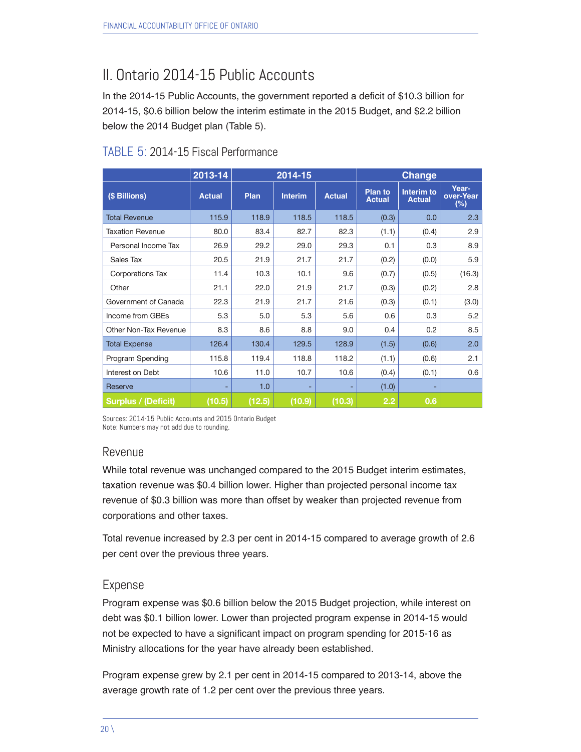## II. Ontario 2014-15 Public Accounts

In the 2014-15 Public Accounts, the government reported a deficit of $10.3 billion for 2014-15, $0.6 billion below the interim estimate in the 2015 Budget, and $2.2 billion below the 2014 Budget plan (Table 5).

### TABLE 5: 2014-15 Fiscal Performance

| | 2013-14 | 2014-15 | | | Change | | |
|---|---|---|---|---|---|---|---|
| ($ Billions) | Actual | Plan | Interim | Actual | Plan to Actual | Interim to Actual | Year-over-Year (%) |
| Total Revenue | 115.9 | 118.9 | 118.5 | 118.5 | (0.3) | 0.0 | 2.3 |
| Taxation Revenue | 80.0 | 83.4 | 82.7 | 82.3 | (1.1) | (0.4) | 2.9 |
| Personal Income Tax | 26.9 | 29.2 | 29.0 | 29.3 | 0.1 | 0.3 | 8.9 |
| Sales Tax | 20.5 | 21.9 | 21.7 | 21.7 | (0.2) | (0.0) | 5.9 |
| Corporations Tax | 11.4 | 10.3 | 10.1 | 9.6 | (0.7) | (0.5) | (16.3) |
| Other | 21.1 | 22.0 | 21.9 | 21.7 | (0.3) | (0.2) | 2.8 |
| Government of Canada | 22.3 | 21.9 | 21.7 | 21.6 | (0.3) | (0.1) | (3.0) |
| Income from GBEs | 5.3 | 5.0 | 5.3 | 5.6 | 0.6 | 0.3 | 5.2 |
| Other Non-Tax Revenue | 8.3 | 8.6 | 8.8 | 9.0 | 0.4 | 0.2 | 8.5 |
| Total Expense | 126.4 | 130.4 | 129.5 | 128.9 | (1.5) | (0.6) | 2.0 |
| Program Spending | 115.8 | 119.4 | 118.8 | 118.2 | (1.1) | (0.6) | 2.1 |
| Interest on Debt | 10.6 | 11.0 | 10.7 | 10.6 | (0.4) | (0.1) | 0.6 |
| Reserve | - | 1.0 | - | - | (1.0) | - | |
| **Surplus / (Deficit)** | **(10.5)** | **(12.5)** | **(10.9)** | **(10.3)** | **2.2** | **0.6** | |

Sources: 2014-15 Public Accounts and 2015 Ontario Budget
Note: Numbers may not add due to rounding.

### Revenue

While total revenue was unchanged compared to the 2015 Budget interim estimates, taxation revenue was $0.4 billion lower. Higher than projected personal income tax revenue of $0.3 billion was more than offset by weaker than projected revenue from corporations and other taxes.

Total revenue increased by 2.3 per cent in 2014-15 compared to average growth of 2.6 per cent over the previous three years.

### Expense

Program expense was $0.6 billion below the 2015 Budget projection, while interest on debt was $0.1 billion lower. Lower than projected program expense in 2014-15 would not be expected to have a significant impact on program spending for 2015-16 as Ministry allocations for the year have already been established.

Program expense grew by 2.1 per cent in 2014-15 compared to 2013-14, above the average growth rate of 1.2 per cent over the previous three years.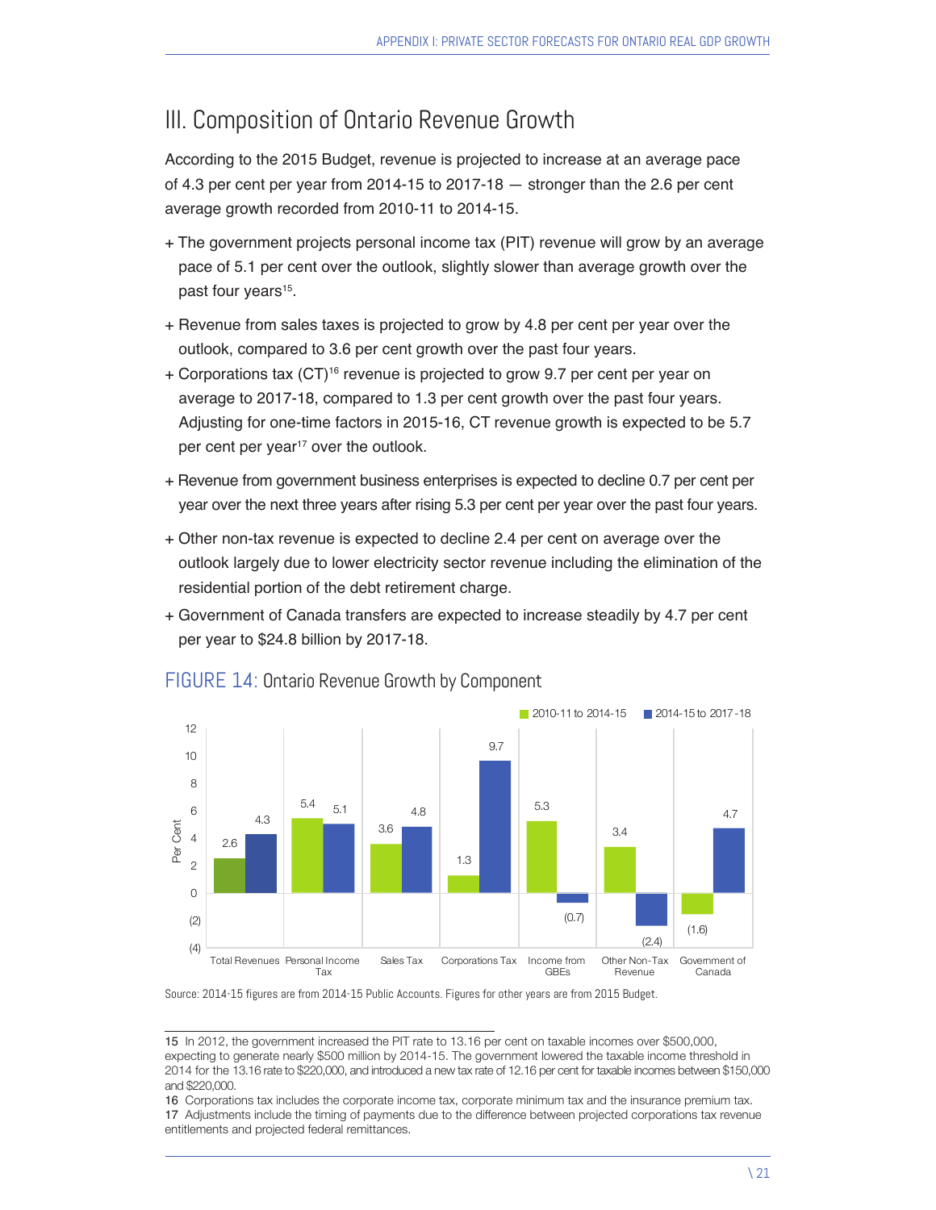## III. Composition of Ontario Revenue Growth

According to the 2015 Budget, revenue is projected to increase at an average pace of 4.3 per cent per year from 2014-15 to 2017-18 — stronger than the 2.6 per cent average growth recorded from 2010-11 to 2014-15.

- The government projects personal income tax (PIT) revenue will grow by an average pace of 5.1 per cent over the outlook, slightly slower than average growth over the past four years[15].
- Revenue from sales taxes is projected to grow by 4.8 per cent per year over the outlook, compared to 3.6 per cent growth over the past four years.
- Corporations tax (CT)[16] revenue is projected to grow 9.7 per cent per year on average to 2017-18, compared to 1.3 per cent growth over the past four years. Adjusting for one-time factors in 2015-16, CT revenue growth is expected to be 5.7 per cent per year[17] over the outlook.
- Revenue from government business enterprises is expected to decline 0.7 per cent per year over the next three years after rising 5.3 per cent per year over the past four years.
- Other non-tax revenue is expected to decline 2.4 per cent on average over the outlook largely due to lower electricity sector revenue including the elimination of the residential portion of the debt retirement charge.
- Government of Canada transfers are expected to increase steadily by 4.7 per cent per year to $24.8 billion by 2017-18.

FIGURE 14: Ontario Revenue Growth by Component

| Per Cent | 2010-11 to 2014-15 | 2014-15 to 2017-18 |
|---|---|---|
| Total Revenues | 2.6 | 4.3 |
| Personal Income Tax | 5.4 | 5.1 |
| Sales Tax | 3.6 | 4.8 |
| Corporations Tax | 1.3 | 9.7 |
| Income from GBEs | 5.3 | (0.7) |
| Other Non-Tax Revenue | 3.4 | (2.4) |
| Government of Canada | (1.6) | 4.7 |

Source: 2014-15 figures are from 2014-15 Public Accounts. Figures for other years are from 2015 Budget.

15 In 2012, the government increased the PIT rate to 13.16 per cent on taxable incomes over $500,000, expecting to generate nearly $500 million by 2014-15. The government lowered the taxable income threshold in 2014 for the 13.16 rate to $220,000, and introduced a new tax rate of 12.16 per cent for taxable incomes between $150,000 and $220,000.

16 Corporations tax includes the corporate income tax, corporate minimum tax and the insurance premium tax.

17 Adjustments include the timing of payments due to the difference between projected corporations tax revenue entitlements and projected federal remittances.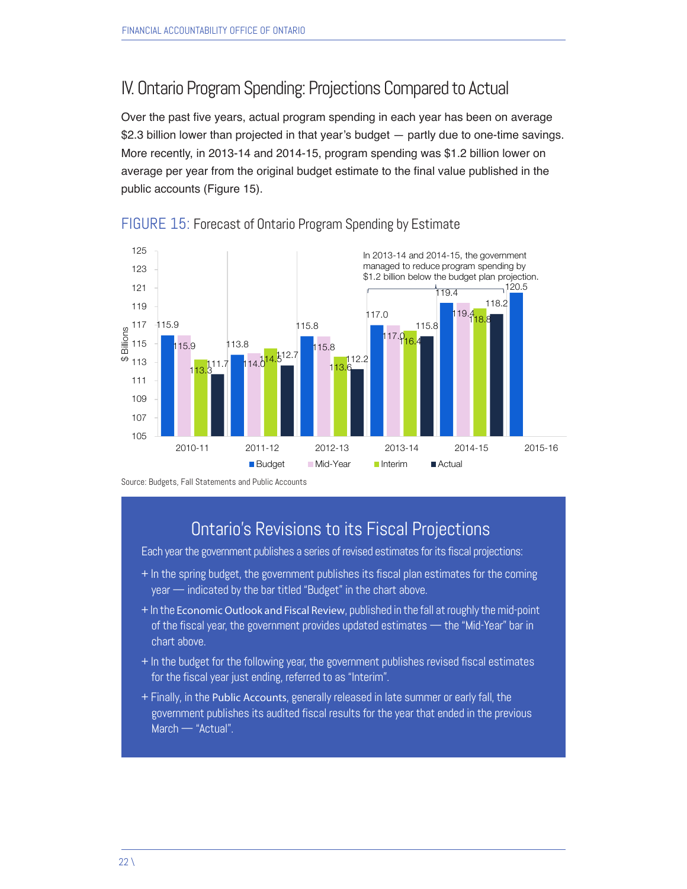## IV. Ontario Program Spending: Projections Compared to Actual

Over the past five years, actual program spending in each year has been on average $2.3 billion lower than projected in that year's budget — partly due to one-time savings. More recently, in 2013-14 and 2014-15, program spending was $1.2 billion lower on average per year from the original budget estimate to the final value published in the public accounts (Figure 15).

FIGURE 15: Forecast of Ontario Program Spending by Estimate

| $ Billions | Budget | Mid-Year | Interim | Actual |
|---|---|---|---|---|
| 2010-11 | 115.9 | 115.9 | 113.3 | 111.7 |
| 2011-12 | 113.8 | 114.0 | 114.5 | 112.7 |
| 2012-13 | 115.8 | 115.8 | 113.6 | 112.2 |
| 2013-14 | 117.0 | 117.0 | 116.4 | 115.8 |
| 2014-15 | 119.4 | 119.4 | 118.8 | 118.2 |
| 2015-16 | 120.5 | | | |

In 2013-14 and 2014-15, the government managed to reduce program spending by $1.2 billion below the budget plan projection.

Source: Budgets, Fall Statements and Public Accounts

### Ontario's Revisions to its Fiscal Projections

Each year the government publishes a series of revised estimates for its fiscal projections:

+ In the spring budget, the government publishes its fiscal plan estimates for the coming year — indicated by the bar titled "Budget" in the chart above.
+ In the *Economic Outlook and Fiscal Review*, published in the fall at roughly the mid-point of the fiscal year, the government provides updated estimates — the "Mid-Year" bar in chart above.
+ In the budget for the following year, the government publishes revised fiscal estimates for the fiscal year just ending, referred to as "Interim".
+ Finally, in the *Public Accounts*, generally released in late summer or early fall, the government publishes its audited fiscal results for the year that ended in the previous March — "Actual".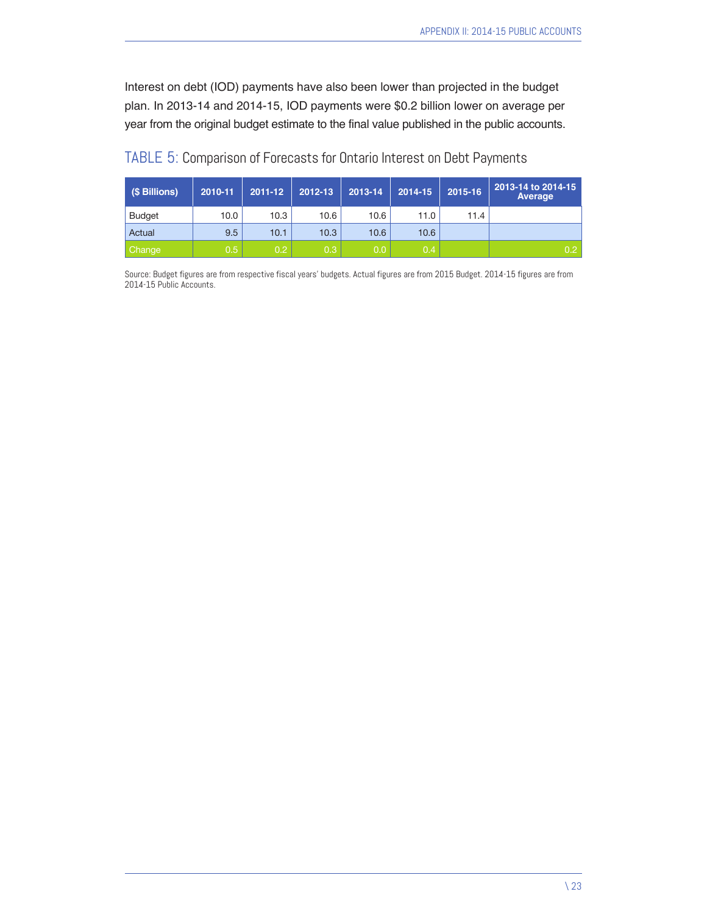Interest on debt (IOD) payments have also been lower than projected in the budget plan. In 2013-14 and 2014-15, IOD payments were $0.2 billion lower on average per year from the original budget estimate to the final value published in the public accounts.

## TABLE 5: Comparison of Forecasts for Ontario Interest on Debt Payments

| ($ Billions) | 2010-11 | 2011-12 | 2012-13 | 2013-14 | 2014-15 | 2015-16 | 2013-14 to 2014-15 Average |
|---|---|---|---|---|---|---|---|
| Budget | 10.0 | 10.3 | 10.6 | 10.6 | 11.0 | 11.4 | |
| Actual | 9.5 | 10.1 | 10.3 | 10.6 | 10.6 | | |
| Change | 0.5 | 0.2 | 0.3 | 0.0 | 0.4 | | 0.2 |

Source: Budget figures are from respective fiscal years' budgets. Actual figures are from 2015 Budget. 2014-15 figures are from 2014-15 Public Accounts.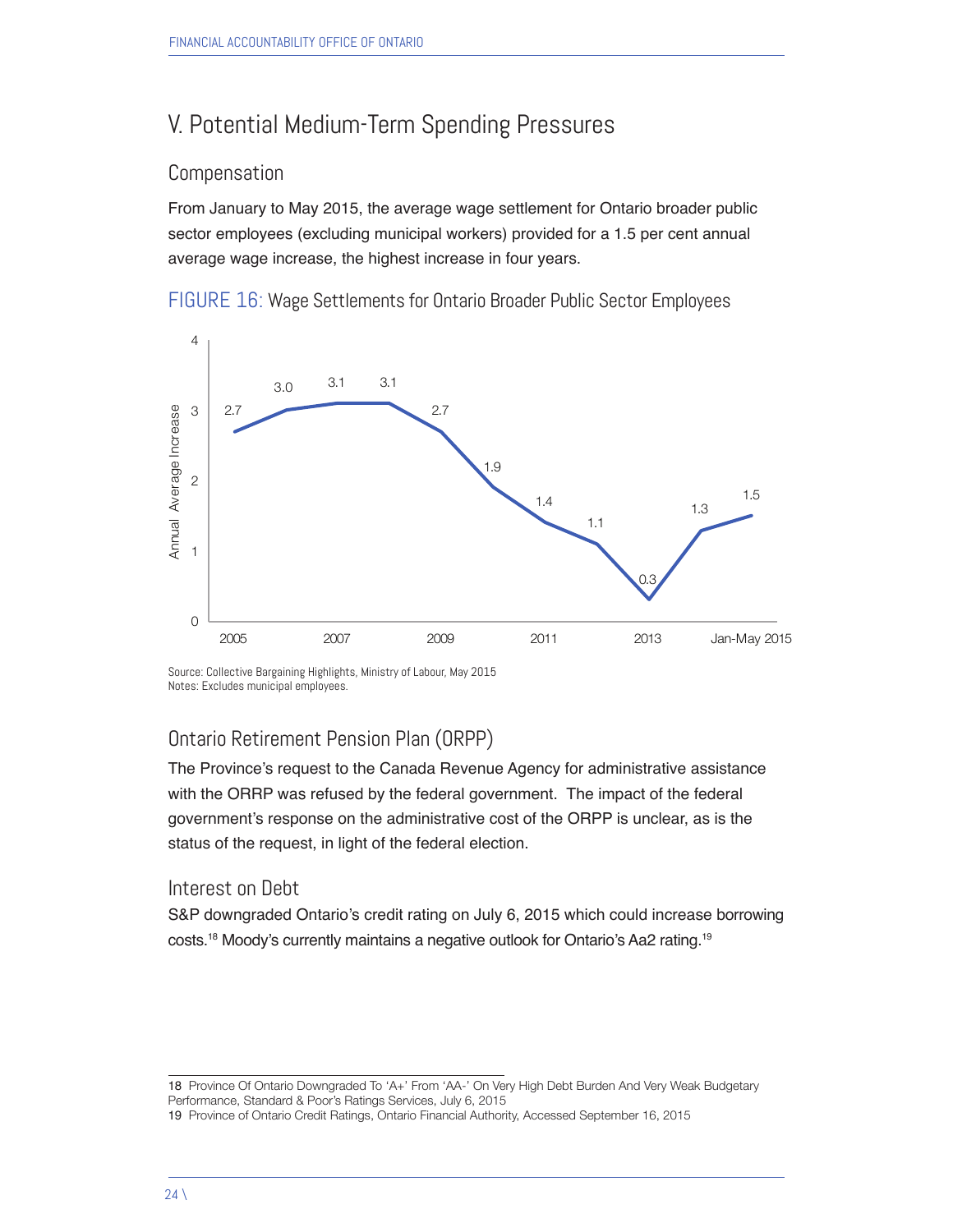# V. Potential Medium-Term Spending Pressures

## Compensation

From January to May 2015, the average wage settlement for Ontario broader public sector employees (excluding municipal workers) provided for a 1.5 per cent annual average wage increase, the highest increase in four years.

FIGURE 16: Wage Settlements for Ontario Broader Public Sector Employees

| Year | Annual Average Increase |
|---|---|
| 2005 | 2.7 |
| 2006 | 3.0 |
| 2007 | 3.1 |
| 2008 | 3.1 |
| 2009 | 2.7 |
| 2010 | 1.9 |
| 2011 | 1.4 |
| 2012 | 1.1 |
| 2013 | 0.3 |
| 2014 | 1.3 |
| Jan-May 2015 | 1.5 |

Source: Collective Bargaining Highlights, Ministry of Labour, May 2015
Notes: Excludes municipal employees.

## Ontario Retirement Pension Plan (ORPP)

The Province's request to the Canada Revenue Agency for administrative assistance with the ORRP was refused by the federal government. The impact of the federal government's response on the administrative cost of the ORPP is unclear, as is the status of the request, in light of the federal election.

## Interest on Debt

S&P downgraded Ontario's credit rating on July 6, 2015 which could increase borrowing costs.[18] Moody's currently maintains a negative outlook for Ontario's Aa2 rating.[19]

---

18 Province Of Ontario Downgraded To 'A+' From 'AA-' On Very High Debt Burden And Very Weak Budgetary Performance, Standard & Poor's Ratings Services, July 6, 2015

19 Province of Ontario Credit Ratings, Ontario Financial Authority, Accessed September 16, 2015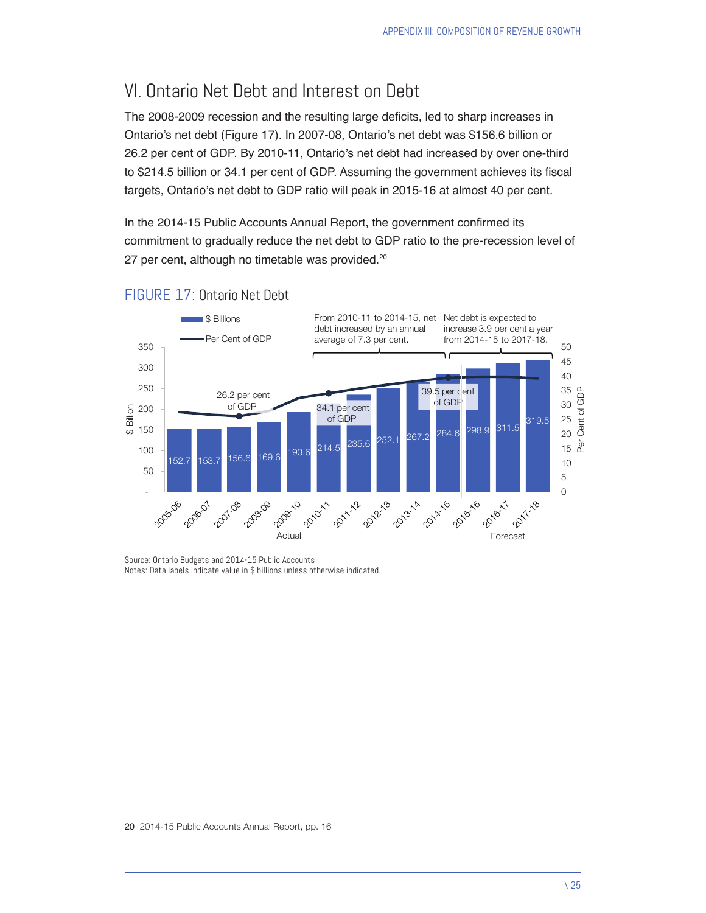# VI. Ontario Net Debt and Interest on Debt

The 2008-2009 recession and the resulting large deficits, led to sharp increases in Ontario's net debt (Figure 17). In 2007-08, Ontario's net debt was $156.6 billion or 26.2 per cent of GDP. By 2010-11, Ontario's net debt had increased by over one-third to $214.5 billion or 34.1 per cent of GDP. Assuming the government achieves its fiscal targets, Ontario's net debt to GDP ratio will peak in 2015-16 at almost 40 per cent.

In the 2014-15 Public Accounts Annual Report, the government confirmed its commitment to gradually reduce the net debt to GDP ratio to the pre-recession level of 27 per cent, although no timetable was provided.[20]

## FIGURE 17: Ontario Net Debt

| Year | $ Billions |
|---|---|
| 2005-06 | 152.7 |
| 2006-07 | 153.7 |
| 2007-08 | 156.6 |
| 2008-09 | 169.6 |
| 2009-10 | 193.6 |
| 2010-11 | 214.5 |
| 2011-12 | 235.6 |
| 2012-13 | 252.1 |
| 2013-14 | 267.2 |
| 2014-15 | 284.6 |
| 2015-16 (Forecast) | 298.9 |
| 2016-17 (Forecast) | 311.5 |
| 2017-18 (Forecast) | 319.5 |

Per Cent of GDP annotations: 26.2 per cent of GDP (2007-08); 34.1 per cent of GDP (2010-11); 39.5 per cent of GDP (2014-15).

From 2010-11 to 2014-15, net debt increased by an annual average of 7.3 per cent.

Net debt is expected to increase 3.9 per cent a year from 2014-15 to 2017-18.

Source: Ontario Budgets and 2014-15 Public Accounts
Notes: Data labels indicate value in $ billions unless otherwise indicated.

20 2014-15 Public Accounts Annual Report, pp. 16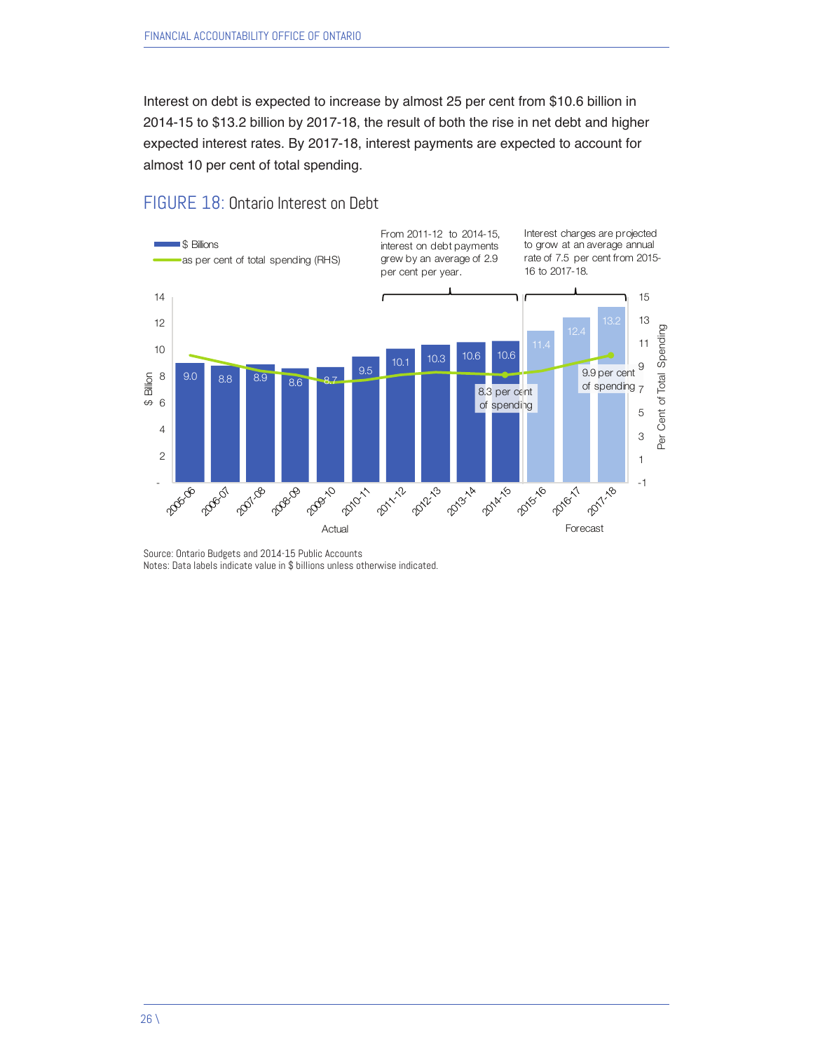Interest on debt is expected to increase by almost 25 per cent from $10.6 billion in 2014-15 to $13.2 billion by 2017-18, the result of both the rise in net debt and higher expected interest rates. By 2017-18, interest payments are expected to account for almost 10 per cent of total spending.

## FIGURE 18: Ontario Interest on Debt

From 2011-12 to 2014-15, interest on debt payments grew by an average of 2.9 per cent per year.

Interest charges are projected to grow at an average annual rate of 7.5 per cent from 2015-16 to 2017-18.

| Year | $ Billions | |
|---|---|---|
| 2005-06 | 9.0 | Actual |
| 2006-07 | 8.8 | Actual |
| 2007-08 | 8.9 | Actual |
| 2008-09 | 8.6 | Actual |
| 2009-10 | 8.7 | Actual |
| 2010-11 | 9.5 | Actual |
| 2011-12 | 10.1 | Actual |
| 2012-13 | 10.3 | Actual |
| 2013-14 | 10.6 | Actual |
| 2014-15 | 10.6 | Actual (8.3 per cent of spending) |
| 2015-16 | 11.4 | Forecast |
| 2016-17 | 12.4 | Forecast |
| 2017-18 | 13.2 | Forecast (9.9 per cent of spending) |

Source: Ontario Budgets and 2014-15 Public Accounts
Notes: Data labels indicate value in $ billions unless otherwise indicated.